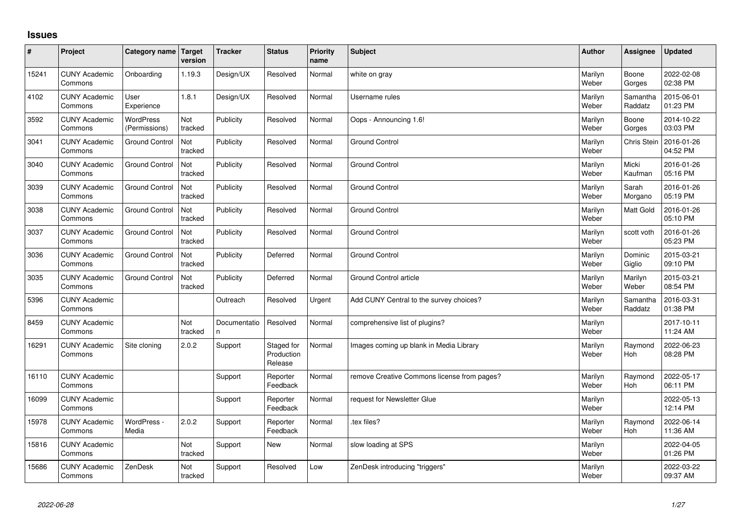## Issues

| # | Project | Category name | Target version | Tracker | Status | Priority name | Subject | Author | Assignee | Updated |
|---|---|---|---|---|---|---|---|---|---|---|
| 15241 | CUNY Academic Commons | Onboarding | 1.19.3 | Design/UX | Resolved | Normal | white on gray | Marilyn Weber | Boone Gorges | 2022-02-08 02:38 PM |
| 4102 | CUNY Academic Commons | User Experience | 1.8.1 | Design/UX | Resolved | Normal | Username rules | Marilyn Weber | Samantha Raddatz | 2015-06-01 01:23 PM |
| 3592 | CUNY Academic Commons | WordPress (Permissions) | Not tracked | Publicity | Resolved | Normal | Oops - Announcing 1.6! | Marilyn Weber | Boone Gorges | 2014-10-22 03:03 PM |
| 3041 | CUNY Academic Commons | Ground Control | Not tracked | Publicity | Resolved | Normal | Ground Control | Marilyn Weber | Chris Stein | 2016-01-26 04:52 PM |
| 3040 | CUNY Academic Commons | Ground Control | Not tracked | Publicity | Resolved | Normal | Ground Control | Marilyn Weber | Micki Kaufman | 2016-01-26 05:16 PM |
| 3039 | CUNY Academic Commons | Ground Control | Not tracked | Publicity | Resolved | Normal | Ground Control | Marilyn Weber | Sarah Morgano | 2016-01-26 05:19 PM |
| 3038 | CUNY Academic Commons | Ground Control | Not tracked | Publicity | Resolved | Normal | Ground Control | Marilyn Weber | Matt Gold | 2016-01-26 05:10 PM |
| 3037 | CUNY Academic Commons | Ground Control | Not tracked | Publicity | Resolved | Normal | Ground Control | Marilyn Weber | scott voth | 2016-01-26 05:23 PM |
| 3036 | CUNY Academic Commons | Ground Control | Not tracked | Publicity | Deferred | Normal | Ground Control | Marilyn Weber | Dominic Giglio | 2015-03-21 09:10 PM |
| 3035 | CUNY Academic Commons | Ground Control | Not tracked | Publicity | Deferred | Normal | Ground Control article | Marilyn Weber | Marilyn Weber | 2015-03-21 08:54 PM |
| 5396 | CUNY Academic Commons | | | Outreach | Resolved | Urgent | Add CUNY Central to the survey choices? | Marilyn Weber | Samantha Raddatz | 2016-03-31 01:38 PM |
| 8459 | CUNY Academic Commons | | Not tracked | Documentation | Resolved | Normal | comprehensive list of plugins? | Marilyn Weber | | 2017-10-11 11:24 AM |
| 16291 | CUNY Academic Commons | Site cloning | 2.0.2 | Support | Staged for Production Release | Normal | Images coming up blank in Media Library | Marilyn Weber | Raymond Hoh | 2022-06-23 08:28 PM |
| 16110 | CUNY Academic Commons | | | Support | Reporter Feedback | Normal | remove Creative Commons license from pages? | Marilyn Weber | Raymond Hoh | 2022-05-17 06:11 PM |
| 16099 | CUNY Academic Commons | | | Support | Reporter Feedback | Normal | request for Newsletter Glue | Marilyn Weber | | 2022-05-13 12:14 PM |
| 15978 | CUNY Academic Commons | WordPress - Media | 2.0.2 | Support | Reporter Feedback | Normal | .tex files? | Marilyn Weber | Raymond Hoh | 2022-06-14 11:36 AM |
| 15816 | CUNY Academic Commons | | Not tracked | Support | New | Normal | slow loading at SPS | Marilyn Weber | | 2022-04-05 01:26 PM |
| 15686 | CUNY Academic Commons | ZenDesk | Not tracked | Support | Resolved | Low | ZenDesk introducing "triggers" | Marilyn Weber | | 2022-03-22 09:37 AM |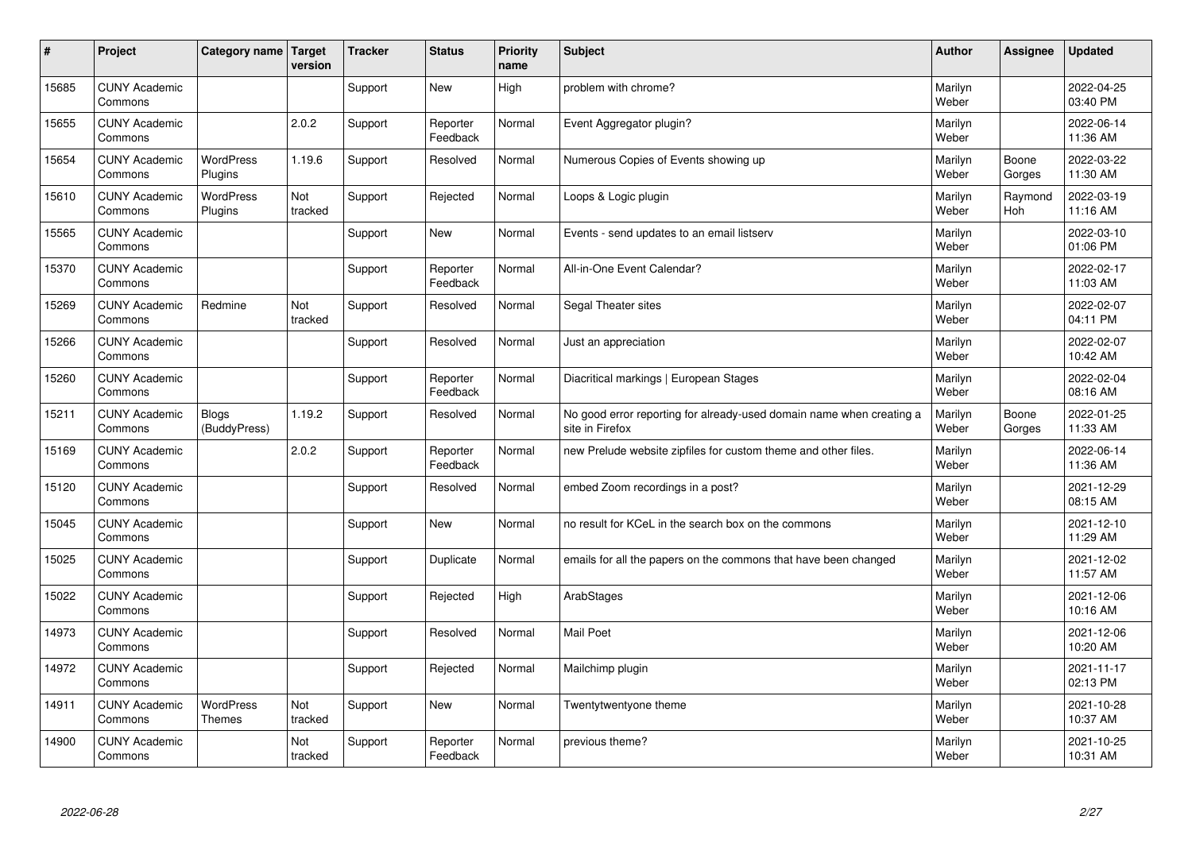| # | Project | Category name | Target version | Tracker | Status | Priority name | Subject | Author | Assignee | Updated |
|---|---|---|---|---|---|---|---|---|---|---|
| 15685 | CUNY Academic Commons | | | Support | New | High | problem with chrome? | Marilyn Weber | | 2022-04-25 03:40 PM |
| 15655 | CUNY Academic Commons | | 2.0.2 | Support | Reporter Feedback | Normal | Event Aggregator plugin? | Marilyn Weber | | 2022-06-14 11:36 AM |
| 15654 | CUNY Academic Commons | WordPress Plugins | 1.19.6 | Support | Resolved | Normal | Numerous Copies of Events showing up | Marilyn Weber | Boone Gorges | 2022-03-22 11:30 AM |
| 15610 | CUNY Academic Commons | WordPress Plugins | Not tracked | Support | Rejected | Normal | Loops & Logic plugin | Marilyn Weber | Raymond Hoh | 2022-03-19 11:16 AM |
| 15565 | CUNY Academic Commons | | | Support | New | Normal | Events - send updates to an email listserv | Marilyn Weber | | 2022-03-10 01:06 PM |
| 15370 | CUNY Academic Commons | | | Support | Reporter Feedback | Normal | All-in-One Event Calendar? | Marilyn Weber | | 2022-02-17 11:03 AM |
| 15269 | CUNY Academic Commons | Redmine | Not tracked | Support | Resolved | Normal | Segal Theater sites | Marilyn Weber | | 2022-02-07 04:11 PM |
| 15266 | CUNY Academic Commons | | | Support | Resolved | Normal | Just an appreciation | Marilyn Weber | | 2022-02-07 10:42 AM |
| 15260 | CUNY Academic Commons | | | Support | Reporter Feedback | Normal | Diacritical markings \| European Stages | Marilyn Weber | | 2022-02-04 08:16 AM |
| 15211 | CUNY Academic Commons | Blogs (BuddyPress) | 1.19.2 | Support | Resolved | Normal | No good error reporting for already-used domain name when creating a site in Firefox | Marilyn Weber | Boone Gorges | 2022-01-25 11:33 AM |
| 15169 | CUNY Academic Commons | | 2.0.2 | Support | Reporter Feedback | Normal | new Prelude website zipfiles for custom theme and other files. | Marilyn Weber | | 2022-06-14 11:36 AM |
| 15120 | CUNY Academic Commons | | | Support | Resolved | Normal | embed Zoom recordings in a post? | Marilyn Weber | | 2021-12-29 08:15 AM |
| 15045 | CUNY Academic Commons | | | Support | New | Normal | no result for KCeL in the search box on the commons | Marilyn Weber | | 2021-12-10 11:29 AM |
| 15025 | CUNY Academic Commons | | | Support | Duplicate | Normal | emails for all the papers on the commons that have been changed | Marilyn Weber | | 2021-12-02 11:57 AM |
| 15022 | CUNY Academic Commons | | | Support | Rejected | High | ArabStages | Marilyn Weber | | 2021-12-06 10:16 AM |
| 14973 | CUNY Academic Commons | | | Support | Resolved | Normal | Mail Poet | Marilyn Weber | | 2021-12-06 10:20 AM |
| 14972 | CUNY Academic Commons | | | Support | Rejected | Normal | Mailchimp plugin | Marilyn Weber | | 2021-11-17 02:13 PM |
| 14911 | CUNY Academic Commons | WordPress Themes | Not tracked | Support | New | Normal | Twentytwentyone theme | Marilyn Weber | | 2021-10-28 10:37 AM |
| 14900 | CUNY Academic Commons | | Not tracked | Support | Reporter Feedback | Normal | previous theme? | Marilyn Weber | | 2021-10-25 10:31 AM |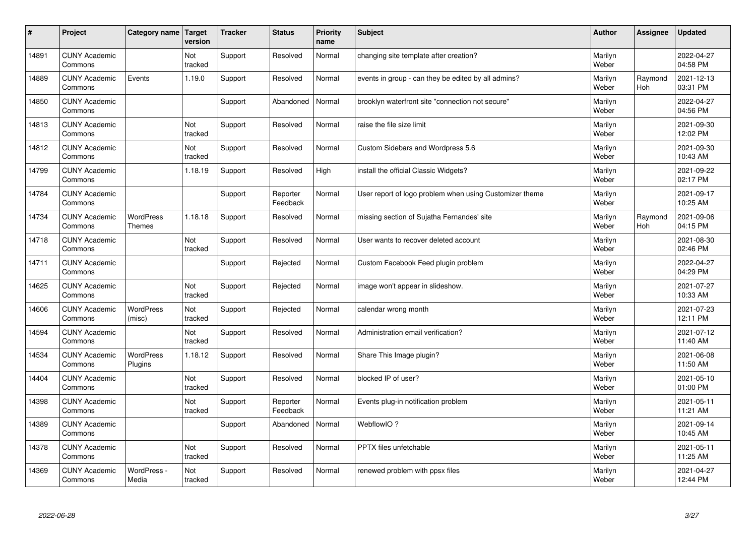| # | Project | Category name | Target version | Tracker | Status | Priority name | Subject | Author | Assignee | Updated |
|---|---|---|---|---|---|---|---|---|---|---|
| 14891 | CUNY Academic Commons | | Not tracked | Support | Resolved | Normal | changing site template after creation? | Marilyn Weber | | 2022-04-27 04:58 PM |
| 14889 | CUNY Academic Commons | Events | 1.19.0 | Support | Resolved | Normal | events in group - can they be edited by all admins? | Marilyn Weber | Raymond Hoh | 2021-12-13 03:31 PM |
| 14850 | CUNY Academic Commons | | | Support | Abandoned | Normal | brooklyn waterfront site "connection not secure" | Marilyn Weber | | 2022-04-27 04:56 PM |
| 14813 | CUNY Academic Commons | | Not tracked | Support | Resolved | Normal | raise the file size limit | Marilyn Weber | | 2021-09-30 12:02 PM |
| 14812 | CUNY Academic Commons | | Not tracked | Support | Resolved | Normal | Custom Sidebars and Wordpress 5.6 | Marilyn Weber | | 2021-09-30 10:43 AM |
| 14799 | CUNY Academic Commons | | 1.18.19 | Support | Resolved | High | install the official Classic Widgets? | Marilyn Weber | | 2021-09-22 02:17 PM |
| 14784 | CUNY Academic Commons | | | Support | Reporter Feedback | Normal | User report of logo problem when using Customizer theme | Marilyn Weber | | 2021-09-17 10:25 AM |
| 14734 | CUNY Academic Commons | WordPress Themes | 1.18.18 | Support | Resolved | Normal | missing section of Sujatha Fernandes' site | Marilyn Weber | Raymond Hoh | 2021-09-06 04:15 PM |
| 14718 | CUNY Academic Commons | | Not tracked | Support | Resolved | Normal | User wants to recover deleted account | Marilyn Weber | | 2021-08-30 02:46 PM |
| 14711 | CUNY Academic Commons | | | Support | Rejected | Normal | Custom Facebook Feed plugin problem | Marilyn Weber | | 2022-04-27 04:29 PM |
| 14625 | CUNY Academic Commons | | Not tracked | Support | Rejected | Normal | image won't appear in slideshow. | Marilyn Weber | | 2021-07-27 10:33 AM |
| 14606 | CUNY Academic Commons | WordPress (misc) | Not tracked | Support | Rejected | Normal | calendar wrong month | Marilyn Weber | | 2021-07-23 12:11 PM |
| 14594 | CUNY Academic Commons | | Not tracked | Support | Resolved | Normal | Administration email verification? | Marilyn Weber | | 2021-07-12 11:40 AM |
| 14534 | CUNY Academic Commons | WordPress Plugins | 1.18.12 | Support | Resolved | Normal | Share This Image plugin? | Marilyn Weber | | 2021-06-08 11:50 AM |
| 14404 | CUNY Academic Commons | | Not tracked | Support | Resolved | Normal | blocked IP of user? | Marilyn Weber | | 2021-05-10 01:00 PM |
| 14398 | CUNY Academic Commons | | Not tracked | Support | Reporter Feedback | Normal | Events plug-in notification problem | Marilyn Weber | | 2021-05-11 11:21 AM |
| 14389 | CUNY Academic Commons | | | Support | Abandoned | Normal | WebflowIO ? | Marilyn Weber | | 2021-09-14 10:45 AM |
| 14378 | CUNY Academic Commons | | Not tracked | Support | Resolved | Normal | PPTX files unfetchable | Marilyn Weber | | 2021-05-11 11:25 AM |
| 14369 | CUNY Academic Commons | WordPress - Media | Not tracked | Support | Resolved | Normal | renewed problem with ppsx files | Marilyn Weber | | 2021-04-27 12:44 PM |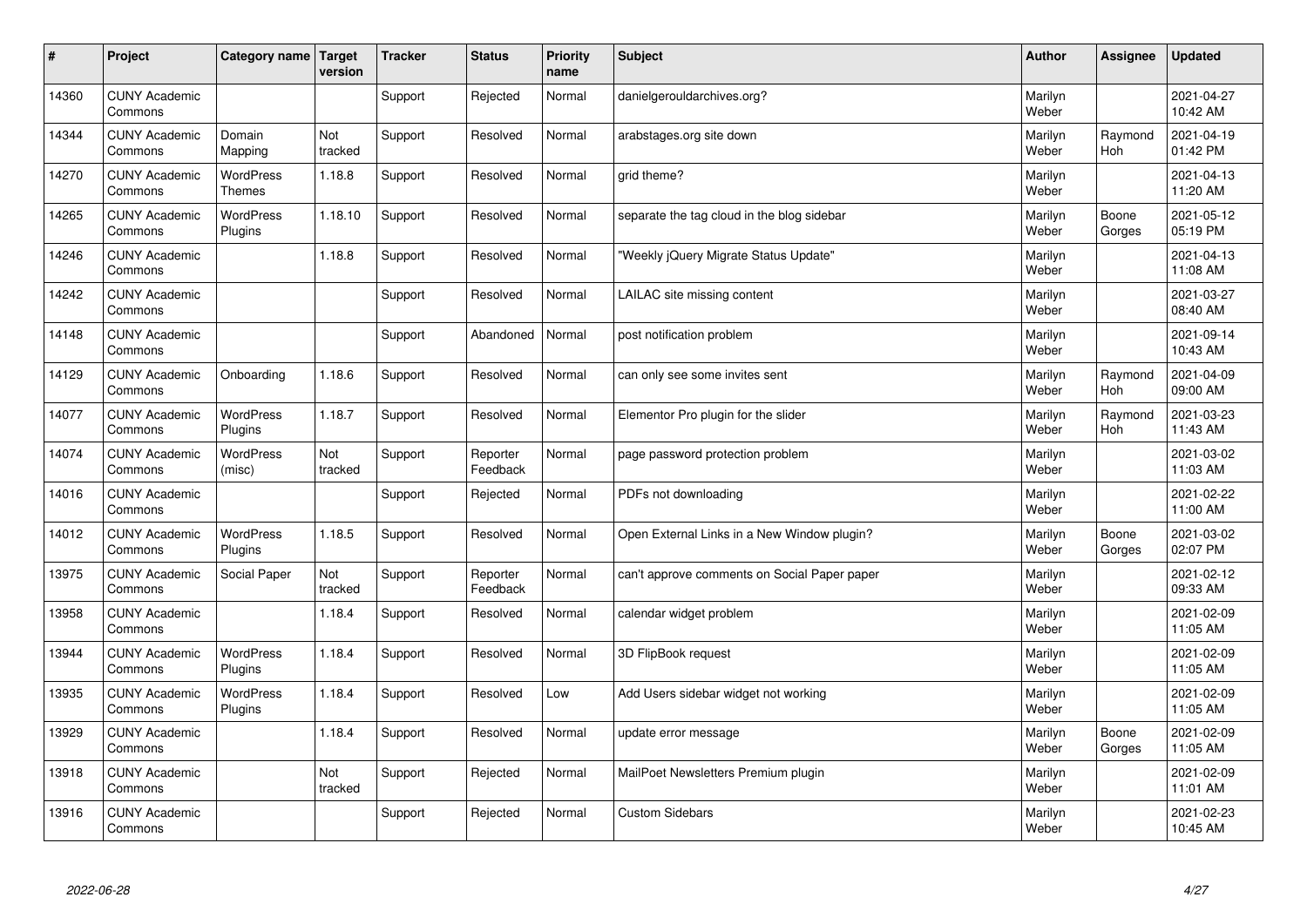| # | Project | Category name | Target version | Tracker | Status | Priority name | Subject | Author | Assignee | Updated |
|---|---|---|---|---|---|---|---|---|---|---|
| 14360 | CUNY Academic Commons | | | Support | Rejected | Normal | danielgerouldarchives.org? | Marilyn Weber | | 2021-04-27 10:42 AM |
| 14344 | CUNY Academic Commons | Domain Mapping | Not tracked | Support | Resolved | Normal | arabstages.org site down | Marilyn Weber | Raymond Hoh | 2021-04-19 01:42 PM |
| 14270 | CUNY Academic Commons | WordPress Themes | 1.18.8 | Support | Resolved | Normal | grid theme? | Marilyn Weber | | 2021-04-13 11:20 AM |
| 14265 | CUNY Academic Commons | WordPress Plugins | 1.18.10 | Support | Resolved | Normal | separate the tag cloud in the blog sidebar | Marilyn Weber | Boone Gorges | 2021-05-12 05:19 PM |
| 14246 | CUNY Academic Commons | | 1.18.8 | Support | Resolved | Normal | "Weekly jQuery Migrate Status Update" | Marilyn Weber | | 2021-04-13 11:08 AM |
| 14242 | CUNY Academic Commons | | | Support | Resolved | Normal | LAILAC site missing content | Marilyn Weber | | 2021-03-27 08:40 AM |
| 14148 | CUNY Academic Commons | | | Support | Abandoned | Normal | post notification problem | Marilyn Weber | | 2021-09-14 10:43 AM |
| 14129 | CUNY Academic Commons | Onboarding | 1.18.6 | Support | Resolved | Normal | can only see some invites sent | Marilyn Weber | Raymond Hoh | 2021-04-09 09:00 AM |
| 14077 | CUNY Academic Commons | WordPress Plugins | 1.18.7 | Support | Resolved | Normal | Elementor Pro plugin for the slider | Marilyn Weber | Raymond Hoh | 2021-03-23 11:43 AM |
| 14074 | CUNY Academic Commons | WordPress (misc) | Not tracked | Support | Reporter Feedback | Normal | page password protection problem | Marilyn Weber | | 2021-03-02 11:03 AM |
| 14016 | CUNY Academic Commons | | | Support | Rejected | Normal | PDFs not downloading | Marilyn Weber | | 2021-02-22 11:00 AM |
| 14012 | CUNY Academic Commons | WordPress Plugins | 1.18.5 | Support | Resolved | Normal | Open External Links in a New Window plugin? | Marilyn Weber | Boone Gorges | 2021-03-02 02:07 PM |
| 13975 | CUNY Academic Commons | Social Paper | Not tracked | Support | Reporter Feedback | Normal | can't approve comments on Social Paper paper | Marilyn Weber | | 2021-02-12 09:33 AM |
| 13958 | CUNY Academic Commons | | 1.18.4 | Support | Resolved | Normal | calendar widget problem | Marilyn Weber | | 2021-02-09 11:05 AM |
| 13944 | CUNY Academic Commons | WordPress Plugins | 1.18.4 | Support | Resolved | Normal | 3D FlipBook request | Marilyn Weber | | 2021-02-09 11:05 AM |
| 13935 | CUNY Academic Commons | WordPress Plugins | 1.18.4 | Support | Resolved | Low | Add Users sidebar widget not working | Marilyn Weber | | 2021-02-09 11:05 AM |
| 13929 | CUNY Academic Commons | | 1.18.4 | Support | Resolved | Normal | update error message | Marilyn Weber | Boone Gorges | 2021-02-09 11:05 AM |
| 13918 | CUNY Academic Commons | | Not tracked | Support | Rejected | Normal | MailPoet Newsletters Premium plugin | Marilyn Weber | | 2021-02-09 11:01 AM |
| 13916 | CUNY Academic Commons | | | Support | Rejected | Normal | Custom Sidebars | Marilyn Weber | | 2021-02-23 10:45 AM |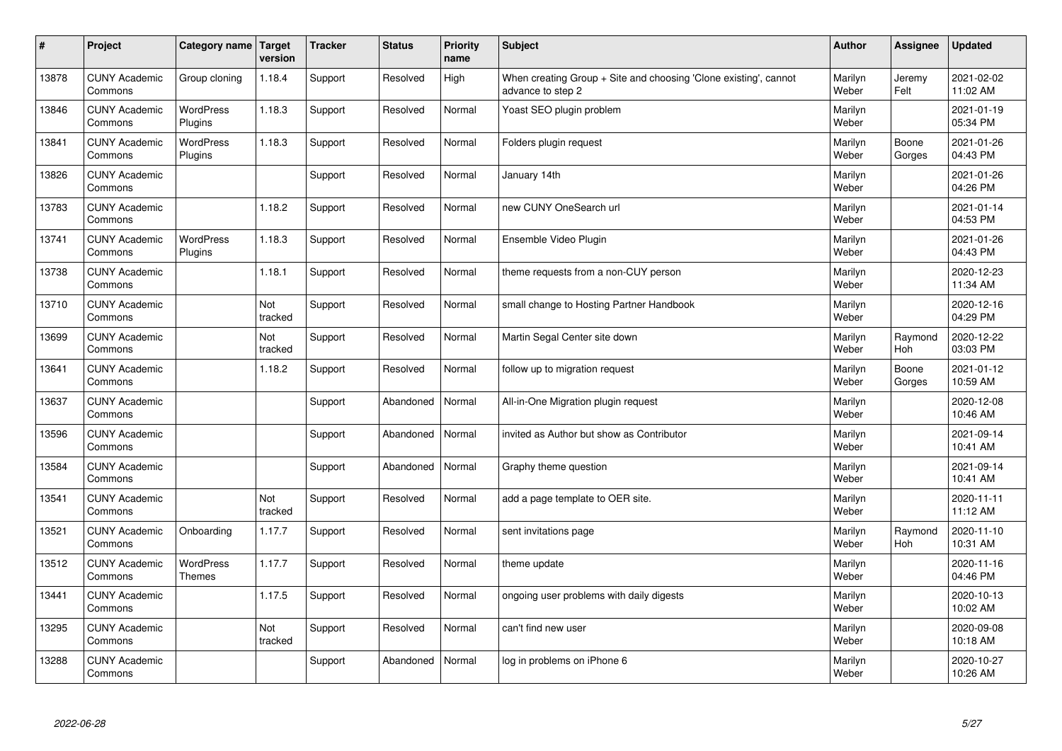| # | Project | Category name | Target version | Tracker | Status | Priority name | Subject | Author | Assignee | Updated |
|---|---|---|---|---|---|---|---|---|---|---|
| 13878 | CUNY Academic Commons | Group cloning | 1.18.4 | Support | Resolved | High | When creating Group + Site and choosing 'Clone existing', cannot advance to step 2 | Marilyn Weber | Jeremy Felt | 2021-02-02 11:02 AM |
| 13846 | CUNY Academic Commons | WordPress Plugins | 1.18.3 | Support | Resolved | Normal | Yoast SEO plugin problem | Marilyn Weber | | 2021-01-19 05:34 PM |
| 13841 | CUNY Academic Commons | WordPress Plugins | 1.18.3 | Support | Resolved | Normal | Folders plugin request | Marilyn Weber | Boone Gorges | 2021-01-26 04:43 PM |
| 13826 | CUNY Academic Commons | | | Support | Resolved | Normal | January 14th | Marilyn Weber | | 2021-01-26 04:26 PM |
| 13783 | CUNY Academic Commons | | 1.18.2 | Support | Resolved | Normal | new CUNY OneSearch url | Marilyn Weber | | 2021-01-14 04:53 PM |
| 13741 | CUNY Academic Commons | WordPress Plugins | 1.18.3 | Support | Resolved | Normal | Ensemble Video Plugin | Marilyn Weber | | 2021-01-26 04:43 PM |
| 13738 | CUNY Academic Commons | | 1.18.1 | Support | Resolved | Normal | theme requests from a non-CUY person | Marilyn Weber | | 2020-12-23 11:34 AM |
| 13710 | CUNY Academic Commons | | Not tracked | Support | Resolved | Normal | small change to Hosting Partner Handbook | Marilyn Weber | | 2020-12-16 04:29 PM |
| 13699 | CUNY Academic Commons | | Not tracked | Support | Resolved | Normal | Martin Segal Center site down | Marilyn Weber | Raymond Hoh | 2020-12-22 03:03 PM |
| 13641 | CUNY Academic Commons | | 1.18.2 | Support | Resolved | Normal | follow up to migration request | Marilyn Weber | Boone Gorges | 2021-01-12 10:59 AM |
| 13637 | CUNY Academic Commons | | | Support | Abandoned | Normal | All-in-One Migration plugin request | Marilyn Weber | | 2020-12-08 10:46 AM |
| 13596 | CUNY Academic Commons | | | Support | Abandoned | Normal | invited as Author but show as Contributor | Marilyn Weber | | 2021-09-14 10:41 AM |
| 13584 | CUNY Academic Commons | | | Support | Abandoned | Normal | Graphy theme question | Marilyn Weber | | 2021-09-14 10:41 AM |
| 13541 | CUNY Academic Commons | | Not tracked | Support | Resolved | Normal | add a page template to OER site. | Marilyn Weber | | 2020-11-11 11:12 AM |
| 13521 | CUNY Academic Commons | Onboarding | 1.17.7 | Support | Resolved | Normal | sent invitations page | Marilyn Weber | Raymond Hoh | 2020-11-10 10:31 AM |
| 13512 | CUNY Academic Commons | WordPress Themes | 1.17.7 | Support | Resolved | Normal | theme update | Marilyn Weber | | 2020-11-16 04:46 PM |
| 13441 | CUNY Academic Commons | | 1.17.5 | Support | Resolved | Normal | ongoing user problems with daily digests | Marilyn Weber | | 2020-10-13 10:02 AM |
| 13295 | CUNY Academic Commons | | Not tracked | Support | Resolved | Normal | can't find new user | Marilyn Weber | | 2020-09-08 10:18 AM |
| 13288 | CUNY Academic Commons | | | Support | Abandoned | Normal | log in problems on iPhone 6 | Marilyn Weber | | 2020-10-27 10:26 AM |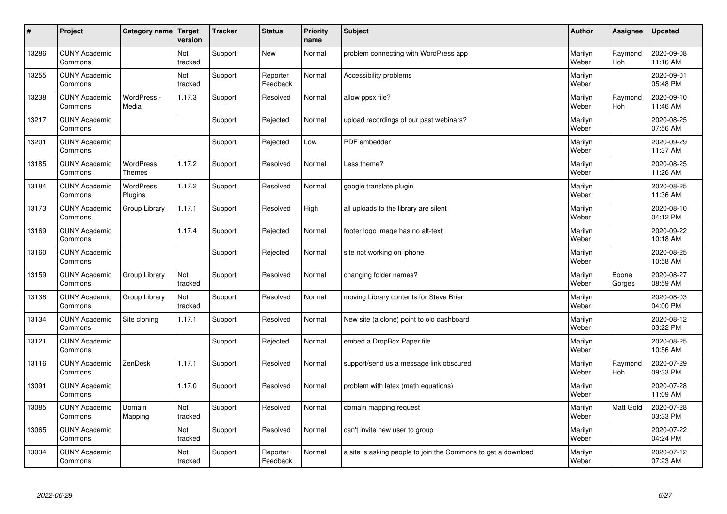| # | Project | Category name | Target version | Tracker | Status | Priority name | Subject | Author | Assignee | Updated |
|---|---|---|---|---|---|---|---|---|---|---|
| 13286 | CUNY Academic Commons | | Not tracked | Support | New | Normal | problem connecting with WordPress app | Marilyn Weber | Raymond Hoh | 2020-09-08 11:16 AM |
| 13255 | CUNY Academic Commons | | Not tracked | Support | Reporter Feedback | Normal | Accessibility problems | Marilyn Weber | | 2020-09-01 05:48 PM |
| 13238 | CUNY Academic Commons | WordPress - Media | 1.17.3 | Support | Resolved | Normal | allow ppsx file? | Marilyn Weber | Raymond Hoh | 2020-09-10 11:46 AM |
| 13217 | CUNY Academic Commons | | | Support | Rejected | Normal | upload recordings of our past webinars? | Marilyn Weber | | 2020-08-25 07:56 AM |
| 13201 | CUNY Academic Commons | | | Support | Rejected | Low | PDF embedder | Marilyn Weber | | 2020-09-29 11:37 AM |
| 13185 | CUNY Academic Commons | WordPress Themes | 1.17.2 | Support | Resolved | Normal | Less theme? | Marilyn Weber | | 2020-08-25 11:26 AM |
| 13184 | CUNY Academic Commons | WordPress Plugins | 1.17.2 | Support | Resolved | Normal | google translate plugin | Marilyn Weber | | 2020-08-25 11:36 AM |
| 13173 | CUNY Academic Commons | Group Library | 1.17.1 | Support | Resolved | High | all uploads to the library are silent | Marilyn Weber | | 2020-08-10 04:12 PM |
| 13169 | CUNY Academic Commons | | 1.17.4 | Support | Rejected | Normal | footer logo image has no alt-text | Marilyn Weber | | 2020-09-22 10:18 AM |
| 13160 | CUNY Academic Commons | | | Support | Rejected | Normal | site not working on iphone | Marilyn Weber | | 2020-08-25 10:58 AM |
| 13159 | CUNY Academic Commons | Group Library | Not tracked | Support | Resolved | Normal | changing folder names? | Marilyn Weber | Boone Gorges | 2020-08-27 08:59 AM |
| 13138 | CUNY Academic Commons | Group Library | Not tracked | Support | Resolved | Normal | moving Library contents for Steve Brier | Marilyn Weber | | 2020-08-03 04:00 PM |
| 13134 | CUNY Academic Commons | Site cloning | 1.17.1 | Support | Resolved | Normal | New site (a clone) point to old dashboard | Marilyn Weber | | 2020-08-12 03:22 PM |
| 13121 | CUNY Academic Commons | | | Support | Rejected | Normal | embed a DropBox Paper file | Marilyn Weber | | 2020-08-25 10:56 AM |
| 13116 | CUNY Academic Commons | ZenDesk | 1.17.1 | Support | Resolved | Normal | support/send us a message link obscured | Marilyn Weber | Raymond Hoh | 2020-07-29 09:33 PM |
| 13091 | CUNY Academic Commons | | 1.17.0 | Support | Resolved | Normal | problem with latex (math equations) | Marilyn Weber | | 2020-07-28 11:09 AM |
| 13085 | CUNY Academic Commons | Domain Mapping | Not tracked | Support | Resolved | Normal | domain mapping request | Marilyn Weber | Matt Gold | 2020-07-28 03:33 PM |
| 13065 | CUNY Academic Commons | | Not tracked | Support | Resolved | Normal | can't invite new user to group | Marilyn Weber | | 2020-07-22 04:24 PM |
| 13034 | CUNY Academic Commons | | Not tracked | Support | Reporter Feedback | Normal | a site is asking people to join the Commons to get a download | Marilyn Weber | | 2020-07-12 07:23 AM |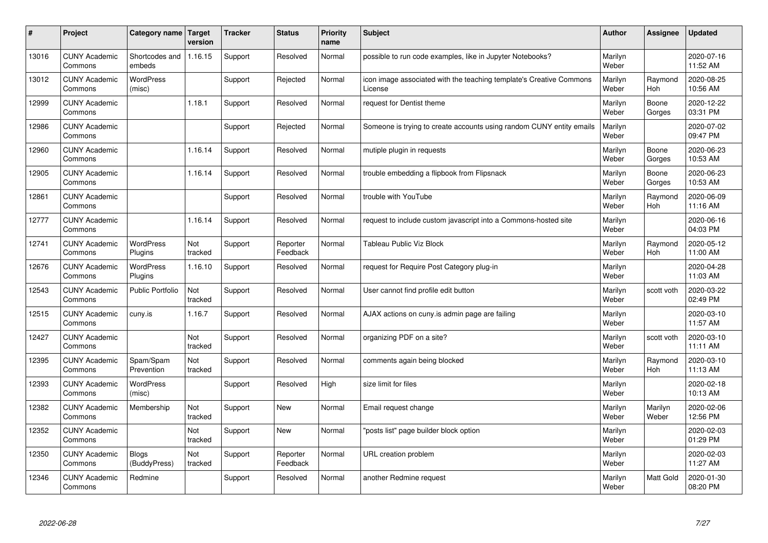| # | Project | Category name | Target version | Tracker | Status | Priority name | Subject | Author | Assignee | Updated |
|---|---|---|---|---|---|---|---|---|---|---|
| 13016 | CUNY Academic Commons | Shortcodes and embeds | 1.16.15 | Support | Resolved | Normal | possible to run code examples, like in Jupyter Notebooks? | Marilyn Weber | | 2020-07-16 11:52 AM |
| 13012 | CUNY Academic Commons | WordPress (misc) | | Support | Rejected | Normal | icon image associated with the teaching template's Creative Commons License | Marilyn Weber | Raymond Hoh | 2020-08-25 10:56 AM |
| 12999 | CUNY Academic Commons | | 1.18.1 | Support | Resolved | Normal | request for Dentist theme | Marilyn Weber | Boone Gorges | 2020-12-22 03:31 PM |
| 12986 | CUNY Academic Commons | | | Support | Rejected | Normal | Someone is trying to create accounts using random CUNY entity emails | Marilyn Weber | | 2020-07-02 09:47 PM |
| 12960 | CUNY Academic Commons | | 1.16.14 | Support | Resolved | Normal | mutiple plugin in requests | Marilyn Weber | Boone Gorges | 2020-06-23 10:53 AM |
| 12905 | CUNY Academic Commons | | 1.16.14 | Support | Resolved | Normal | trouble embedding a flipbook from Flipsnack | Marilyn Weber | Boone Gorges | 2020-06-23 10:53 AM |
| 12861 | CUNY Academic Commons | | | Support | Resolved | Normal | trouble with YouTube | Marilyn Weber | Raymond Hoh | 2020-06-09 11:16 AM |
| 12777 | CUNY Academic Commons | | 1.16.14 | Support | Resolved | Normal | request to include custom javascript into a Commons-hosted site | Marilyn Weber | | 2020-06-16 04:03 PM |
| 12741 | CUNY Academic Commons | WordPress Plugins | Not tracked | Support | Reporter Feedback | Normal | Tableau Public Viz Block | Marilyn Weber | Raymond Hoh | 2020-05-12 11:00 AM |
| 12676 | CUNY Academic Commons | WordPress Plugins | 1.16.10 | Support | Resolved | Normal | request for Require Post Category plug-in | Marilyn Weber | | 2020-04-28 11:03 AM |
| 12543 | CUNY Academic Commons | Public Portfolio | Not tracked | Support | Resolved | Normal | User cannot find profile edit button | Marilyn Weber | scott voth | 2020-03-22 02:49 PM |
| 12515 | CUNY Academic Commons | cuny.is | 1.16.7 | Support | Resolved | Normal | AJAX actions on cuny.is admin page are failing | Marilyn Weber | | 2020-03-10 11:57 AM |
| 12427 | CUNY Academic Commons | | Not tracked | Support | Resolved | Normal | organizing PDF on a site? | Marilyn Weber | scott voth | 2020-03-10 11:11 AM |
| 12395 | CUNY Academic Commons | Spam/Spam Prevention | Not tracked | Support | Resolved | Normal | comments again being blocked | Marilyn Weber | Raymond Hoh | 2020-03-10 11:13 AM |
| 12393 | CUNY Academic Commons | WordPress (misc) | | Support | Resolved | High | size limit for files | Marilyn Weber | | 2020-02-18 10:13 AM |
| 12382 | CUNY Academic Commons | Membership | Not tracked | Support | New | Normal | Email request change | Marilyn Weber | Marilyn Weber | 2020-02-06 12:56 PM |
| 12352 | CUNY Academic Commons | | Not tracked | Support | New | Normal | "posts list" page builder block option | Marilyn Weber | | 2020-02-03 01:29 PM |
| 12350 | CUNY Academic Commons | Blogs (BuddyPress) | Not tracked | Support | Reporter Feedback | Normal | URL creation problem | Marilyn Weber | | 2020-02-03 11:27 AM |
| 12346 | CUNY Academic Commons | Redmine | | Support | Resolved | Normal | another Redmine request | Marilyn Weber | Matt Gold | 2020-01-30 08:20 PM |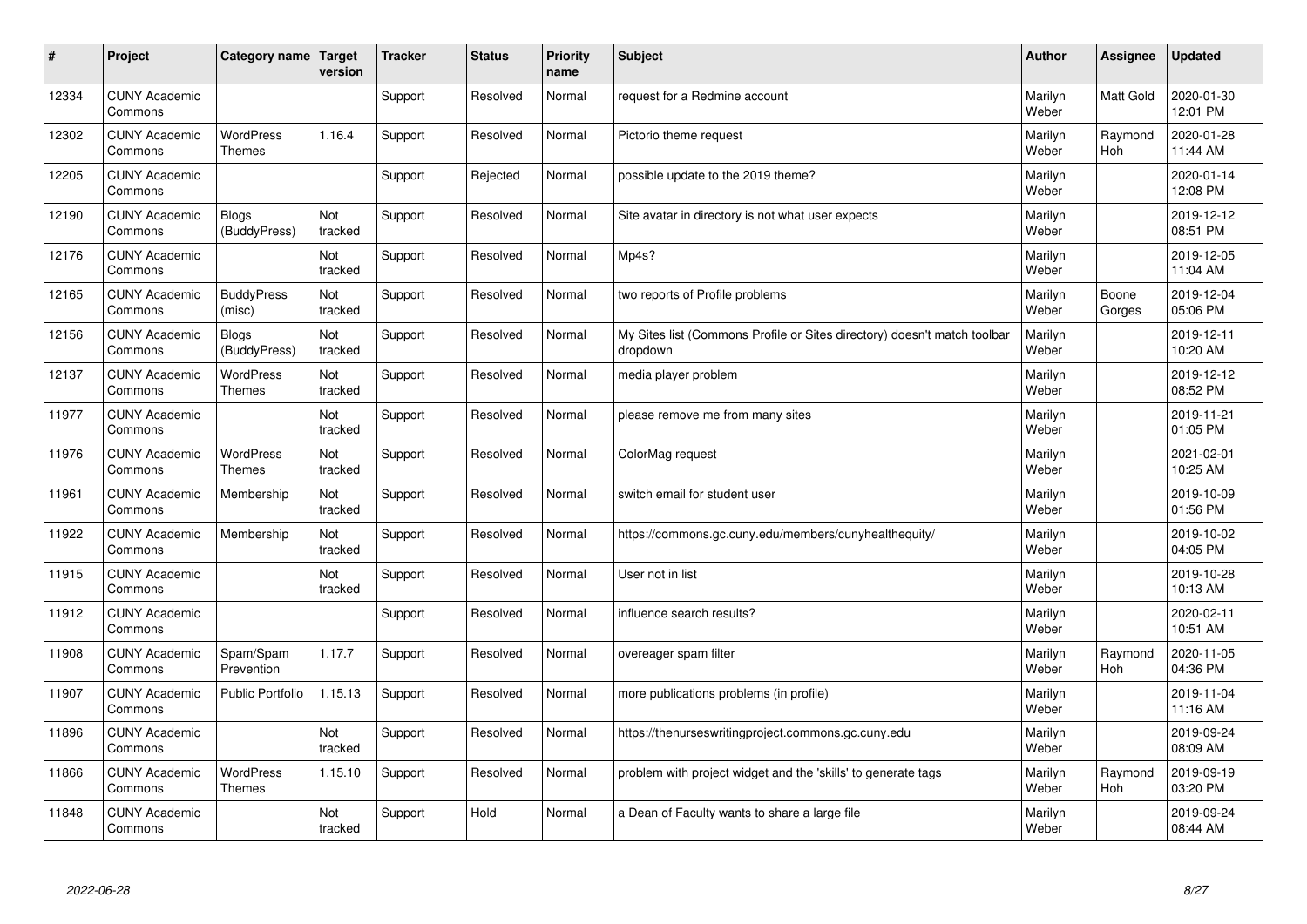| # | Project | Category name | Target version | Tracker | Status | Priority name | Subject | Author | Assignee | Updated |
|---|---|---|---|---|---|---|---|---|---|---|
| 12334 | CUNY Academic Commons | | | Support | Resolved | Normal | request for a Redmine account | Marilyn Weber | Matt Gold | 2020-01-30 12:01 PM |
| 12302 | CUNY Academic Commons | WordPress Themes | 1.16.4 | Support | Resolved | Normal | Pictorio theme request | Marilyn Weber | Raymond Hoh | 2020-01-28 11:44 AM |
| 12205 | CUNY Academic Commons | | | Support | Rejected | Normal | possible update to the 2019 theme? | Marilyn Weber | | 2020-01-14 12:08 PM |
| 12190 | CUNY Academic Commons | Blogs (BuddyPress) | Not tracked | Support | Resolved | Normal | Site avatar in directory is not what user expects | Marilyn Weber | | 2019-12-12 08:51 PM |
| 12176 | CUNY Academic Commons | | Not tracked | Support | Resolved | Normal | Mp4s? | Marilyn Weber | | 2019-12-05 11:04 AM |
| 12165 | CUNY Academic Commons | BuddyPress (misc) | Not tracked | Support | Resolved | Normal | two reports of Profile problems | Marilyn Weber | Boone Gorges | 2019-12-04 05:06 PM |
| 12156 | CUNY Academic Commons | Blogs (BuddyPress) | Not tracked | Support | Resolved | Normal | My Sites list (Commons Profile or Sites directory) doesn't match toolbar dropdown | Marilyn Weber | | 2019-12-11 10:20 AM |
| 12137 | CUNY Academic Commons | WordPress Themes | Not tracked | Support | Resolved | Normal | media player problem | Marilyn Weber | | 2019-12-12 08:52 PM |
| 11977 | CUNY Academic Commons | | Not tracked | Support | Resolved | Normal | please remove me from many sites | Marilyn Weber | | 2019-11-21 01:05 PM |
| 11976 | CUNY Academic Commons | WordPress Themes | Not tracked | Support | Resolved | Normal | ColorMag request | Marilyn Weber | | 2021-02-01 10:25 AM |
| 11961 | CUNY Academic Commons | Membership | Not tracked | Support | Resolved | Normal | switch email for student user | Marilyn Weber | | 2019-10-09 01:56 PM |
| 11922 | CUNY Academic Commons | Membership | Not tracked | Support | Resolved | Normal | https://commons.gc.cuny.edu/members/cunyhealthequity/ | Marilyn Weber | | 2019-10-02 04:05 PM |
| 11915 | CUNY Academic Commons | | Not tracked | Support | Resolved | Normal | User not in list | Marilyn Weber | | 2019-10-28 10:13 AM |
| 11912 | CUNY Academic Commons | | | Support | Resolved | Normal | influence search results? | Marilyn Weber | | 2020-02-11 10:51 AM |
| 11908 | CUNY Academic Commons | Spam/Spam Prevention | 1.17.7 | Support | Resolved | Normal | overeager spam filter | Marilyn Weber | Raymond Hoh | 2020-11-05 04:36 PM |
| 11907 | CUNY Academic Commons | Public Portfolio | 1.15.13 | Support | Resolved | Normal | more publications problems (in profile) | Marilyn Weber | | 2019-11-04 11:16 AM |
| 11896 | CUNY Academic Commons | | Not tracked | Support | Resolved | Normal | https://thenurseswritingproject.commons.gc.cuny.edu | Marilyn Weber | | 2019-09-24 08:09 AM |
| 11866 | CUNY Academic Commons | WordPress Themes | 1.15.10 | Support | Resolved | Normal | problem with project widget and the 'skills' to generate tags | Marilyn Weber | Raymond Hoh | 2019-09-19 03:20 PM |
| 11848 | CUNY Academic Commons | | Not tracked | Support | Hold | Normal | a Dean of Faculty wants to share a large file | Marilyn Weber | | 2019-09-24 08:44 AM |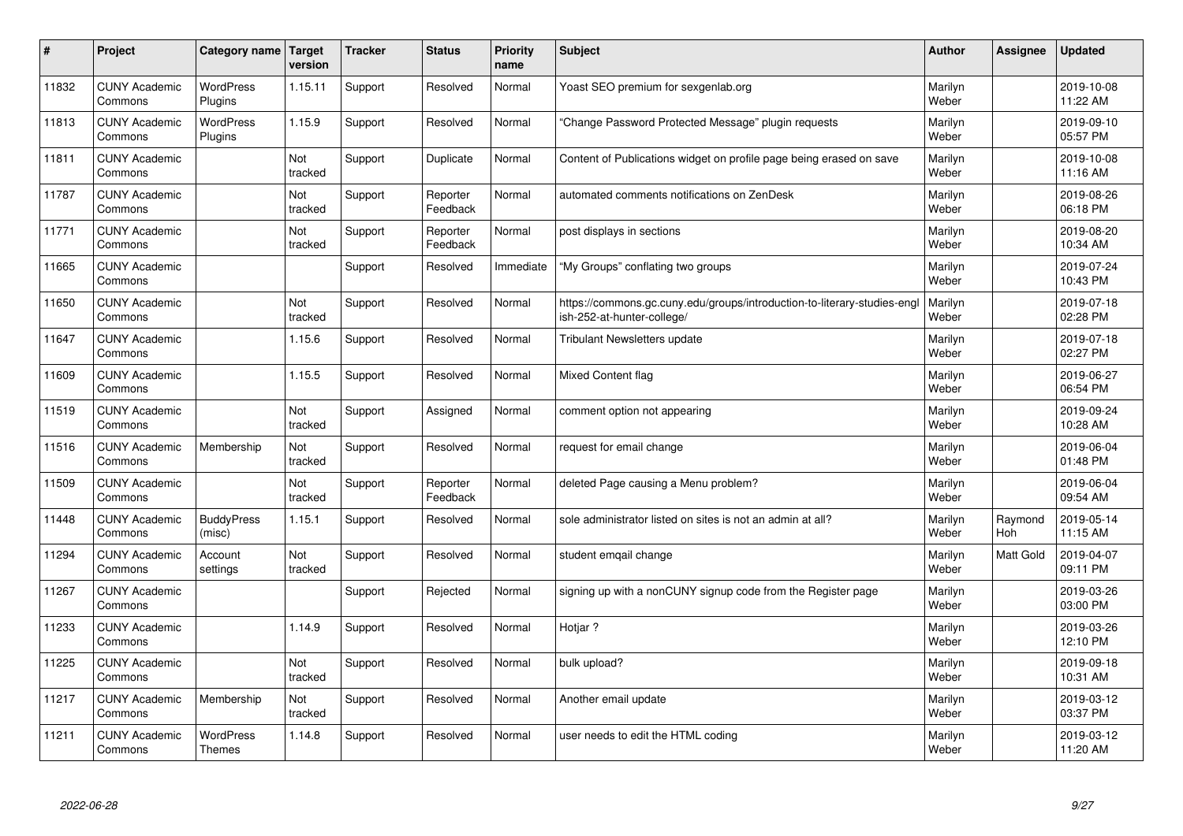| # | Project | Category name | Target version | Tracker | Status | Priority name | Subject | Author | Assignee | Updated |
|---|---|---|---|---|---|---|---|---|---|---|
| 11832 | CUNY Academic Commons | WordPress Plugins | 1.15.11 | Support | Resolved | Normal | Yoast SEO premium for sexgenlab.org | Marilyn Weber | | 2019-10-08 11:22 AM |
| 11813 | CUNY Academic Commons | WordPress Plugins | 1.15.9 | Support | Resolved | Normal | "Change Password Protected Message" plugin requests | Marilyn Weber | | 2019-09-10 05:57 PM |
| 11811 | CUNY Academic Commons | | Not tracked | Support | Duplicate | Normal | Content of Publications widget on profile page being erased on save | Marilyn Weber | | 2019-10-08 11:16 AM |
| 11787 | CUNY Academic Commons | | Not tracked | Support | Reporter Feedback | Normal | automated comments notifications on ZenDesk | Marilyn Weber | | 2019-08-26 06:18 PM |
| 11771 | CUNY Academic Commons | | Not tracked | Support | Reporter Feedback | Normal | post displays in sections | Marilyn Weber | | 2019-08-20 10:34 AM |
| 11665 | CUNY Academic Commons | | | Support | Resolved | Immediate | "My Groups" conflating two groups | Marilyn Weber | | 2019-07-24 10:43 PM |
| 11650 | CUNY Academic Commons | | Not tracked | Support | Resolved | Normal | https://commons.gc.cuny.edu/groups/introduction-to-literary-studies-english-252-at-hunter-college/ | Marilyn Weber | | 2019-07-18 02:28 PM |
| 11647 | CUNY Academic Commons | | 1.15.6 | Support | Resolved | Normal | Tribulant Newsletters update | Marilyn Weber | | 2019-07-18 02:27 PM |
| 11609 | CUNY Academic Commons | | 1.15.5 | Support | Resolved | Normal | Mixed Content flag | Marilyn Weber | | 2019-06-27 06:54 PM |
| 11519 | CUNY Academic Commons | | Not tracked | Support | Assigned | Normal | comment option not appearing | Marilyn Weber | | 2019-09-24 10:28 AM |
| 11516 | CUNY Academic Commons | Membership | Not tracked | Support | Resolved | Normal | request for email change | Marilyn Weber | | 2019-06-04 01:48 PM |
| 11509 | CUNY Academic Commons | | Not tracked | Support | Reporter Feedback | Normal | deleted Page causing a Menu problem? | Marilyn Weber | | 2019-06-04 09:54 AM |
| 11448 | CUNY Academic Commons | BuddyPress (misc) | 1.15.1 | Support | Resolved | Normal | sole administrator listed on sites is not an admin at all? | Marilyn Weber | Raymond Hoh | 2019-05-14 11:15 AM |
| 11294 | CUNY Academic Commons | Account settings | Not tracked | Support | Resolved | Normal | student emqail change | Marilyn Weber | Matt Gold | 2019-04-07 09:11 PM |
| 11267 | CUNY Academic Commons | | | Support | Rejected | Normal | signing up with a nonCUNY signup code from the Register page | Marilyn Weber | | 2019-03-26 03:00 PM |
| 11233 | CUNY Academic Commons | | 1.14.9 | Support | Resolved | Normal | Hotjar ? | Marilyn Weber | | 2019-03-26 12:10 PM |
| 11225 | CUNY Academic Commons | | Not tracked | Support | Resolved | Normal | bulk upload? | Marilyn Weber | | 2019-09-18 10:31 AM |
| 11217 | CUNY Academic Commons | Membership | Not tracked | Support | Resolved | Normal | Another email update | Marilyn Weber | | 2019-03-12 03:37 PM |
| 11211 | CUNY Academic Commons | WordPress Themes | 1.14.8 | Support | Resolved | Normal | user needs to edit the HTML coding | Marilyn Weber | | 2019-03-12 11:20 AM |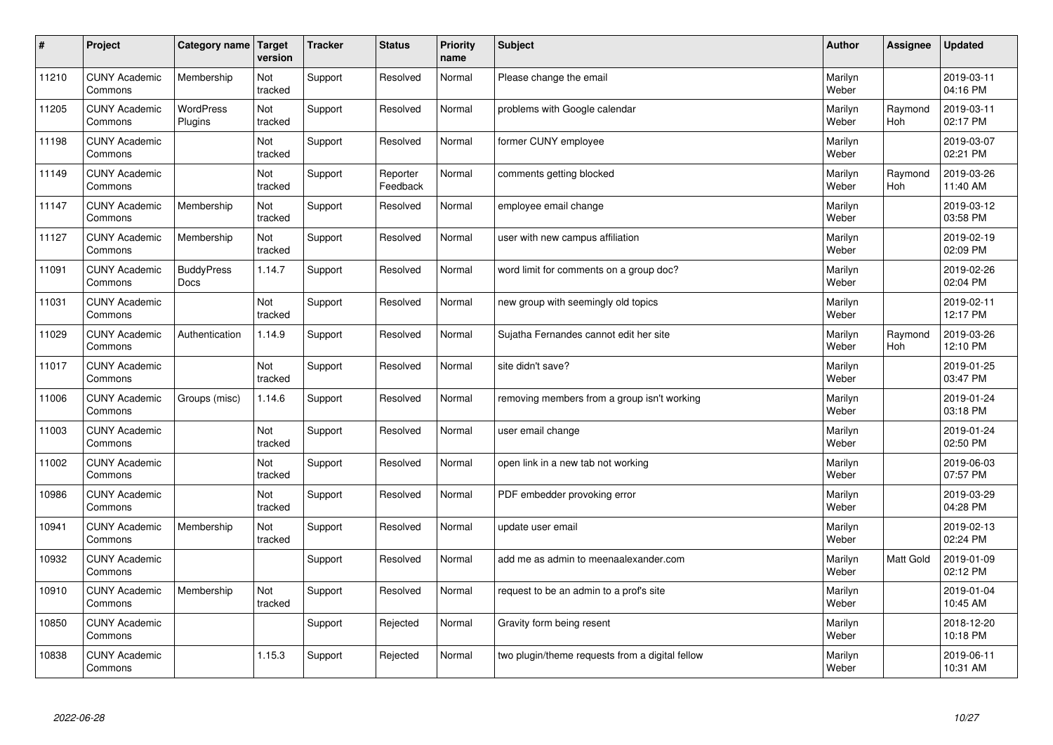| # | Project | Category name | Target version | Tracker | Status | Priority name | Subject | Author | Assignee | Updated |
|---|---|---|---|---|---|---|---|---|---|---|
| 11210 | CUNY Academic Commons | Membership | Not tracked | Support | Resolved | Normal | Please change the email | Marilyn Weber | | 2019-03-11 04:16 PM |
| 11205 | CUNY Academic Commons | WordPress Plugins | Not tracked | Support | Resolved | Normal | problems with Google calendar | Marilyn Weber | Raymond Hoh | 2019-03-11 02:17 PM |
| 11198 | CUNY Academic Commons | | Not tracked | Support | Resolved | Normal | former CUNY employee | Marilyn Weber | | 2019-03-07 02:21 PM |
| 11149 | CUNY Academic Commons | | Not tracked | Support | Reporter Feedback | Normal | comments getting blocked | Marilyn Weber | Raymond Hoh | 2019-03-26 11:40 AM |
| 11147 | CUNY Academic Commons | Membership | Not tracked | Support | Resolved | Normal | employee email change | Marilyn Weber | | 2019-03-12 03:58 PM |
| 11127 | CUNY Academic Commons | Membership | Not tracked | Support | Resolved | Normal | user with new campus affiliation | Marilyn Weber | | 2019-02-19 02:09 PM |
| 11091 | CUNY Academic Commons | BuddyPress Docs | 1.14.7 | Support | Resolved | Normal | word limit for comments on a group doc? | Marilyn Weber | | 2019-02-26 02:04 PM |
| 11031 | CUNY Academic Commons | | Not tracked | Support | Resolved | Normal | new group with seemingly old topics | Marilyn Weber | | 2019-02-11 12:17 PM |
| 11029 | CUNY Academic Commons | Authentication | 1.14.9 | Support | Resolved | Normal | Sujatha Fernandes cannot edit her site | Marilyn Weber | Raymond Hoh | 2019-03-26 12:10 PM |
| 11017 | CUNY Academic Commons | | Not tracked | Support | Resolved | Normal | site didn't save? | Marilyn Weber | | 2019-01-25 03:47 PM |
| 11006 | CUNY Academic Commons | Groups (misc) | 1.14.6 | Support | Resolved | Normal | removing members from a group isn't working | Marilyn Weber | | 2019-01-24 03:18 PM |
| 11003 | CUNY Academic Commons | | Not tracked | Support | Resolved | Normal | user email change | Marilyn Weber | | 2019-01-24 02:50 PM |
| 11002 | CUNY Academic Commons | | Not tracked | Support | Resolved | Normal | open link in a new tab not working | Marilyn Weber | | 2019-06-03 07:57 PM |
| 10986 | CUNY Academic Commons | | Not tracked | Support | Resolved | Normal | PDF embedder provoking error | Marilyn Weber | | 2019-03-29 04:28 PM |
| 10941 | CUNY Academic Commons | Membership | Not tracked | Support | Resolved | Normal | update user email | Marilyn Weber | | 2019-02-13 02:24 PM |
| 10932 | CUNY Academic Commons | | | Support | Resolved | Normal | add me as admin to meenaalexander.com | Marilyn Weber | Matt Gold | 2019-01-09 02:12 PM |
| 10910 | CUNY Academic Commons | Membership | Not tracked | Support | Resolved | Normal | request to be an admin to a prof's site | Marilyn Weber | | 2019-01-04 10:45 AM |
| 10850 | CUNY Academic Commons | | | Support | Rejected | Normal | Gravity form being resent | Marilyn Weber | | 2018-12-20 10:18 PM |
| 10838 | CUNY Academic Commons | | 1.15.3 | Support | Rejected | Normal | two plugin/theme requests from a digital fellow | Marilyn Weber | | 2019-06-11 10:31 AM |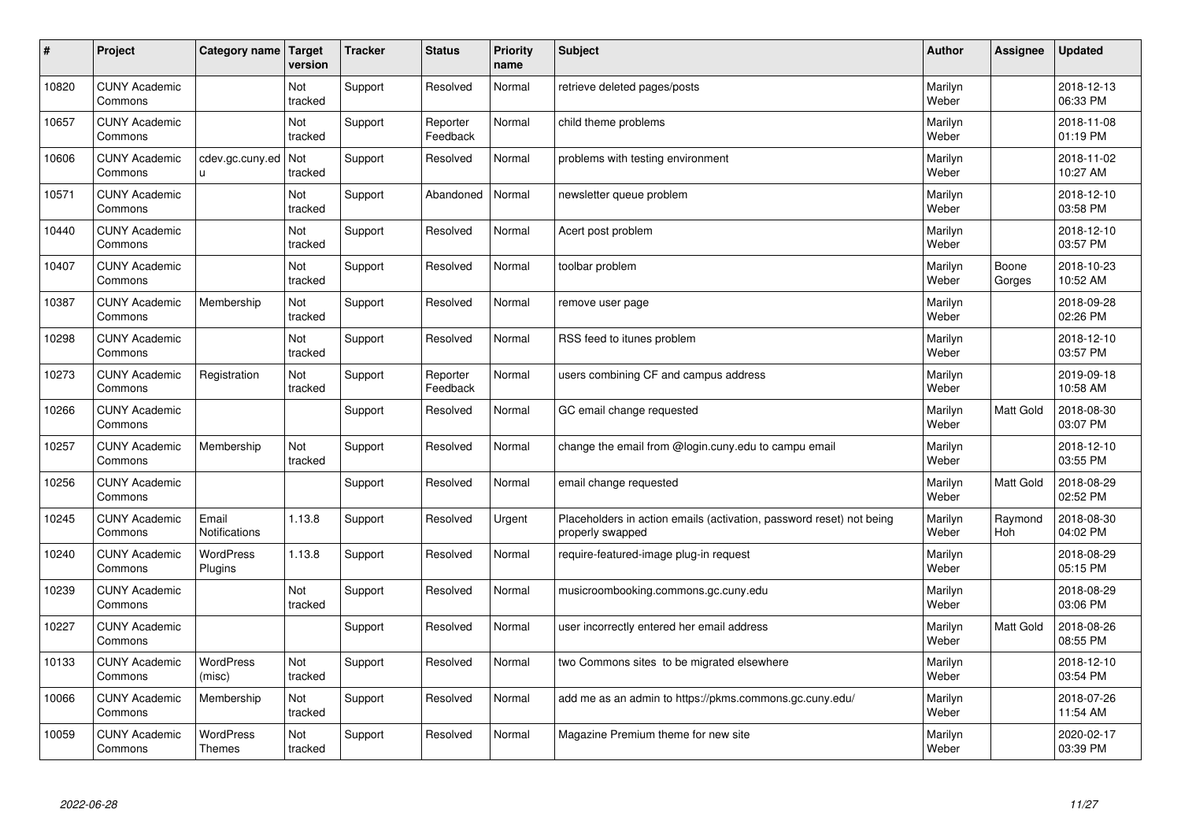| # | Project | Category name | Target version | Tracker | Status | Priority name | Subject | Author | Assignee | Updated |
|---|---|---|---|---|---|---|---|---|---|---|
| 10820 | CUNY Academic Commons | | Not tracked | Support | Resolved | Normal | retrieve deleted pages/posts | Marilyn Weber | | 2018-12-13 06:33 PM |
| 10657 | CUNY Academic Commons | | Not tracked | Support | Reporter Feedback | Normal | child theme problems | Marilyn Weber | | 2018-11-08 01:19 PM |
| 10606 | CUNY Academic Commons | cdev.gc.cuny.edu | Not tracked | Support | Resolved | Normal | problems with testing environment | Marilyn Weber | | 2018-11-02 10:27 AM |
| 10571 | CUNY Academic Commons | | Not tracked | Support | Abandoned | Normal | newsletter queue problem | Marilyn Weber | | 2018-12-10 03:58 PM |
| 10440 | CUNY Academic Commons | | Not tracked | Support | Resolved | Normal | Acert post problem | Marilyn Weber | | 2018-12-10 03:57 PM |
| 10407 | CUNY Academic Commons | | Not tracked | Support | Resolved | Normal | toolbar problem | Marilyn Weber | Boone Gorges | 2018-10-23 10:52 AM |
| 10387 | CUNY Academic Commons | Membership | Not tracked | Support | Resolved | Normal | remove user page | Marilyn Weber | | 2018-09-28 02:26 PM |
| 10298 | CUNY Academic Commons | | Not tracked | Support | Resolved | Normal | RSS feed to itunes problem | Marilyn Weber | | 2018-12-10 03:57 PM |
| 10273 | CUNY Academic Commons | Registration | Not tracked | Support | Reporter Feedback | Normal | users combining CF and campus address | Marilyn Weber | | 2019-09-18 10:58 AM |
| 10266 | CUNY Academic Commons | | | Support | Resolved | Normal | GC email change requested | Marilyn Weber | Matt Gold | 2018-08-30 03:07 PM |
| 10257 | CUNY Academic Commons | Membership | Not tracked | Support | Resolved | Normal | change the email from @login.cuny.edu to campu email | Marilyn Weber | | 2018-12-10 03:55 PM |
| 10256 | CUNY Academic Commons | | | Support | Resolved | Normal | email change requested | Marilyn Weber | Matt Gold | 2018-08-29 02:52 PM |
| 10245 | CUNY Academic Commons | Email Notifications | 1.13.8 | Support | Resolved | Urgent | Placeholders in action emails (activation, password reset) not being properly swapped | Marilyn Weber | Raymond Hoh | 2018-08-30 04:02 PM |
| 10240 | CUNY Academic Commons | WordPress Plugins | 1.13.8 | Support | Resolved | Normal | require-featured-image plug-in request | Marilyn Weber | | 2018-08-29 05:15 PM |
| 10239 | CUNY Academic Commons | | Not tracked | Support | Resolved | Normal | musicroombooking.commons.gc.cuny.edu | Marilyn Weber | | 2018-08-29 03:06 PM |
| 10227 | CUNY Academic Commons | | | Support | Resolved | Normal | user incorrectly entered her email address | Marilyn Weber | Matt Gold | 2018-08-26 08:55 PM |
| 10133 | CUNY Academic Commons | WordPress (misc) | Not tracked | Support | Resolved | Normal | two Commons sites to be migrated elsewhere | Marilyn Weber | | 2018-12-10 03:54 PM |
| 10066 | CUNY Academic Commons | Membership | Not tracked | Support | Resolved | Normal | add me as an admin to https://pkms.commons.gc.cuny.edu/ | Marilyn Weber | | 2018-07-26 11:54 AM |
| 10059 | CUNY Academic Commons | WordPress Themes | Not tracked | Support | Resolved | Normal | Magazine Premium theme for new site | Marilyn Weber | | 2020-02-17 03:39 PM |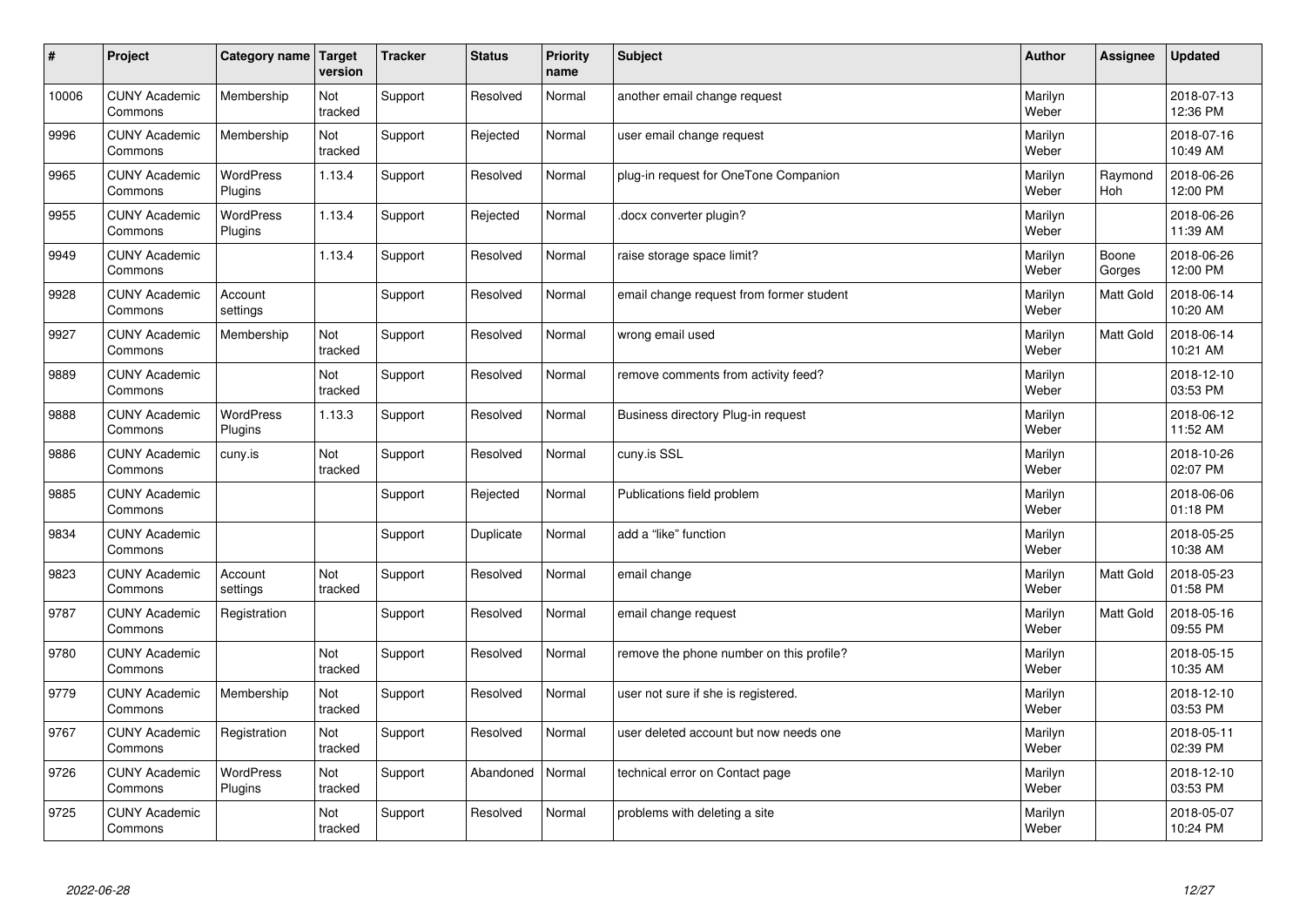| # | Project | Category name | Target version | Tracker | Status | Priority name | Subject | Author | Assignee | Updated |
|---|---|---|---|---|---|---|---|---|---|---|
| 10006 | CUNY Academic Commons | Membership | Not tracked | Support | Resolved | Normal | another email change request | Marilyn Weber | | 2018-07-13 12:36 PM |
| 9996 | CUNY Academic Commons | Membership | Not tracked | Support | Rejected | Normal | user email change request | Marilyn Weber | | 2018-07-16 10:49 AM |
| 9965 | CUNY Academic Commons | WordPress Plugins | 1.13.4 | Support | Resolved | Normal | plug-in request for OneTone Companion | Marilyn Weber | Raymond Hoh | 2018-06-26 12:00 PM |
| 9955 | CUNY Academic Commons | WordPress Plugins | 1.13.4 | Support | Rejected | Normal | .docx converter plugin? | Marilyn Weber | | 2018-06-26 11:39 AM |
| 9949 | CUNY Academic Commons | | 1.13.4 | Support | Resolved | Normal | raise storage space limit? | Marilyn Weber | Boone Gorges | 2018-06-26 12:00 PM |
| 9928 | CUNY Academic Commons | Account settings | | Support | Resolved | Normal | email change request from former student | Marilyn Weber | Matt Gold | 2018-06-14 10:20 AM |
| 9927 | CUNY Academic Commons | Membership | Not tracked | Support | Resolved | Normal | wrong email used | Marilyn Weber | Matt Gold | 2018-06-14 10:21 AM |
| 9889 | CUNY Academic Commons | | Not tracked | Support | Resolved | Normal | remove comments from activity feed? | Marilyn Weber | | 2018-12-10 03:53 PM |
| 9888 | CUNY Academic Commons | WordPress Plugins | 1.13.3 | Support | Resolved | Normal | Business directory Plug-in request | Marilyn Weber | | 2018-06-12 11:52 AM |
| 9886 | CUNY Academic Commons | cuny.is | Not tracked | Support | Resolved | Normal | cuny.is SSL | Marilyn Weber | | 2018-10-26 02:07 PM |
| 9885 | CUNY Academic Commons | | | Support | Rejected | Normal | Publications field problem | Marilyn Weber | | 2018-06-06 01:18 PM |
| 9834 | CUNY Academic Commons | | | Support | Duplicate | Normal | add a “like” function | Marilyn Weber | | 2018-05-25 10:38 AM |
| 9823 | CUNY Academic Commons | Account settings | Not tracked | Support | Resolved | Normal | email change | Marilyn Weber | Matt Gold | 2018-05-23 01:58 PM |
| 9787 | CUNY Academic Commons | Registration | | Support | Resolved | Normal | email change request | Marilyn Weber | Matt Gold | 2018-05-16 09:55 PM |
| 9780 | CUNY Academic Commons | | Not tracked | Support | Resolved | Normal | remove the phone number on this profile? | Marilyn Weber | | 2018-05-15 10:35 AM |
| 9779 | CUNY Academic Commons | Membership | Not tracked | Support | Resolved | Normal | user not sure if she is registered. | Marilyn Weber | | 2018-12-10 03:53 PM |
| 9767 | CUNY Academic Commons | Registration | Not tracked | Support | Resolved | Normal | user deleted account but now needs one | Marilyn Weber | | 2018-05-11 02:39 PM |
| 9726 | CUNY Academic Commons | WordPress Plugins | Not tracked | Support | Abandoned | Normal | technical error on Contact page | Marilyn Weber | | 2018-12-10 03:53 PM |
| 9725 | CUNY Academic Commons | | Not tracked | Support | Resolved | Normal | problems with deleting a site | Marilyn Weber | | 2018-05-07 10:24 PM |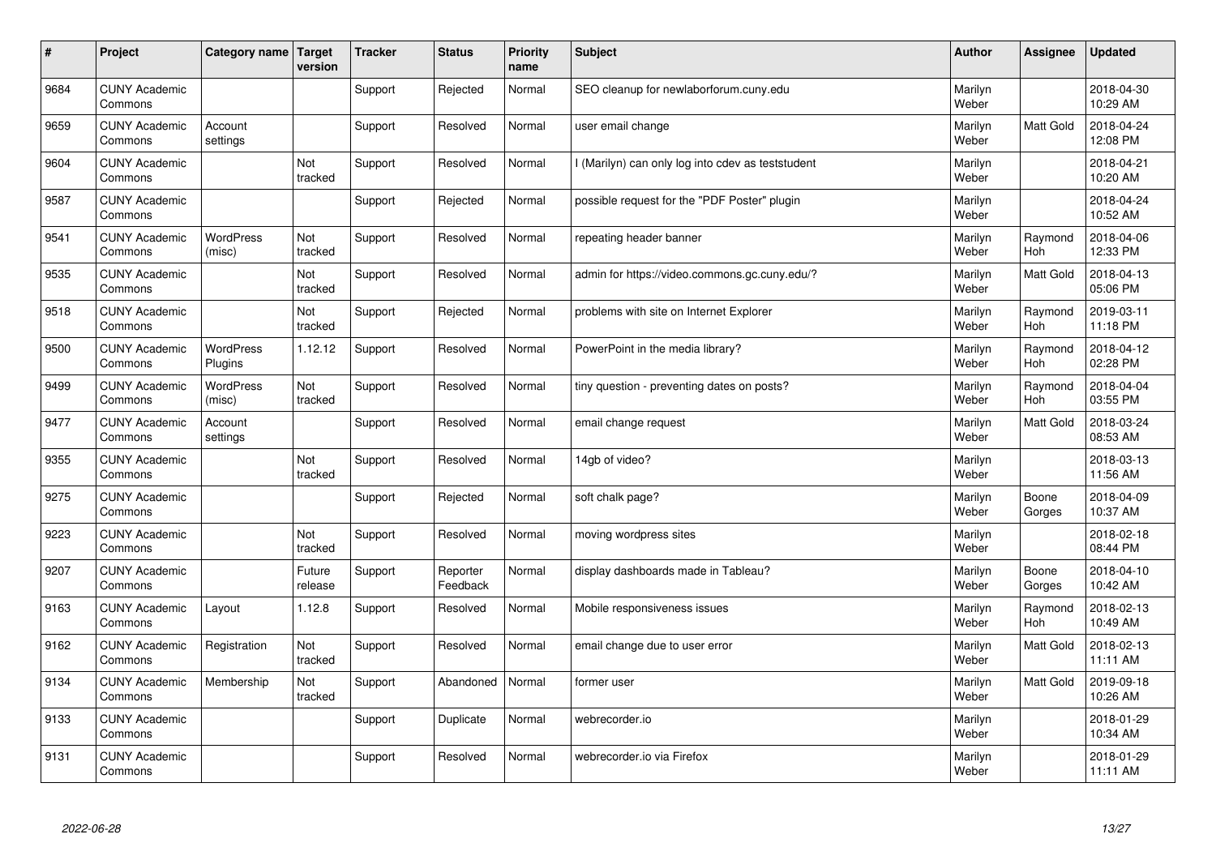| # | Project | Category name | Target version | Tracker | Status | Priority name | Subject | Author | Assignee | Updated |
|---|---|---|---|---|---|---|---|---|---|---|
| 9684 | CUNY Academic Commons | | | Support | Rejected | Normal | SEO cleanup for newlaborforum.cuny.edu | Marilyn Weber | | 2018-04-30 10:29 AM |
| 9659 | CUNY Academic Commons | Account settings | | Support | Resolved | Normal | user email change | Marilyn Weber | Matt Gold | 2018-04-24 12:08 PM |
| 9604 | CUNY Academic Commons | | Not tracked | Support | Resolved | Normal | I (Marilyn) can only log into cdev as teststudent | Marilyn Weber | | 2018-04-21 10:20 AM |
| 9587 | CUNY Academic Commons | | | Support | Rejected | Normal | possible request for the "PDF Poster" plugin | Marilyn Weber | | 2018-04-24 10:52 AM |
| 9541 | CUNY Academic Commons | WordPress (misc) | Not tracked | Support | Resolved | Normal | repeating header banner | Marilyn Weber | Raymond Hoh | 2018-04-06 12:33 PM |
| 9535 | CUNY Academic Commons | | Not tracked | Support | Resolved | Normal | admin for https://video.commons.gc.cuny.edu/? | Marilyn Weber | Matt Gold | 2018-04-13 05:06 PM |
| 9518 | CUNY Academic Commons | | Not tracked | Support | Rejected | Normal | problems with site on Internet Explorer | Marilyn Weber | Raymond Hoh | 2019-03-11 11:18 PM |
| 9500 | CUNY Academic Commons | WordPress Plugins | 1.12.12 | Support | Resolved | Normal | PowerPoint in the media library? | Marilyn Weber | Raymond Hoh | 2018-04-12 02:28 PM |
| 9499 | CUNY Academic Commons | WordPress (misc) | Not tracked | Support | Resolved | Normal | tiny question - preventing dates on posts? | Marilyn Weber | Raymond Hoh | 2018-04-04 03:55 PM |
| 9477 | CUNY Academic Commons | Account settings | | Support | Resolved | Normal | email change request | Marilyn Weber | Matt Gold | 2018-03-24 08:53 AM |
| 9355 | CUNY Academic Commons | | Not tracked | Support | Resolved | Normal | 14gb of video? | Marilyn Weber | | 2018-03-13 11:56 AM |
| 9275 | CUNY Academic Commons | | | Support | Rejected | Normal | soft chalk page? | Marilyn Weber | Boone Gorges | 2018-04-09 10:37 AM |
| 9223 | CUNY Academic Commons | | Not tracked | Support | Resolved | Normal | moving wordpress sites | Marilyn Weber | | 2018-02-18 08:44 PM |
| 9207 | CUNY Academic Commons | | Future release | Support | Reporter Feedback | Normal | display dashboards made in Tableau? | Marilyn Weber | Boone Gorges | 2018-04-10 10:42 AM |
| 9163 | CUNY Academic Commons | Layout | 1.12.8 | Support | Resolved | Normal | Mobile responsiveness issues | Marilyn Weber | Raymond Hoh | 2018-02-13 10:49 AM |
| 9162 | CUNY Academic Commons | Registration | Not tracked | Support | Resolved | Normal | email change due to user error | Marilyn Weber | Matt Gold | 2018-02-13 11:11 AM |
| 9134 | CUNY Academic Commons | Membership | Not tracked | Support | Abandoned | Normal | former user | Marilyn Weber | Matt Gold | 2019-09-18 10:26 AM |
| 9133 | CUNY Academic Commons | | | Support | Duplicate | Normal | webrecorder.io | Marilyn Weber | | 2018-01-29 10:34 AM |
| 9131 | CUNY Academic Commons | | | Support | Resolved | Normal | webrecorder.io via Firefox | Marilyn Weber | | 2018-01-29 11:11 AM |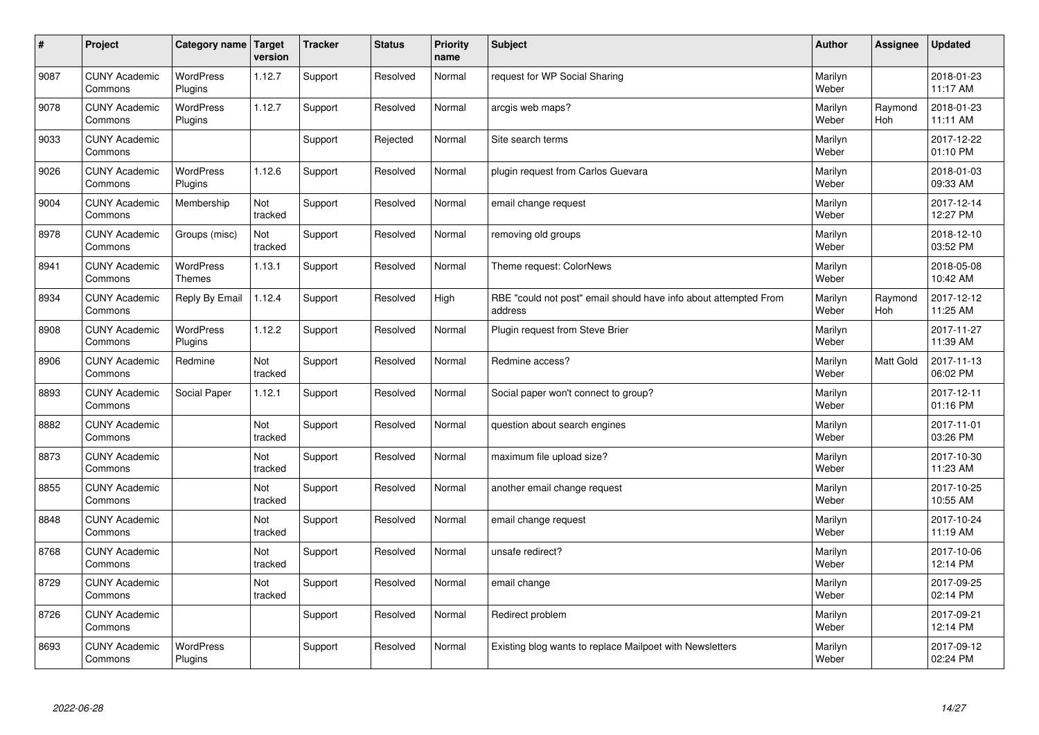| # | Project | Category name | Target version | Tracker | Status | Priority name | Subject | Author | Assignee | Updated |
|---|---|---|---|---|---|---|---|---|---|---|
| 9087 | CUNY Academic Commons | WordPress Plugins | 1.12.7 | Support | Resolved | Normal | request for WP Social Sharing | Marilyn Weber | | 2018-01-23 11:17 AM |
| 9078 | CUNY Academic Commons | WordPress Plugins | 1.12.7 | Support | Resolved | Normal | arcgis web maps? | Marilyn Weber | Raymond Hoh | 2018-01-23 11:11 AM |
| 9033 | CUNY Academic Commons | | | Support | Rejected | Normal | Site search terms | Marilyn Weber | | 2017-12-22 01:10 PM |
| 9026 | CUNY Academic Commons | WordPress Plugins | 1.12.6 | Support | Resolved | Normal | plugin request from Carlos Guevara | Marilyn Weber | | 2018-01-03 09:33 AM |
| 9004 | CUNY Academic Commons | Membership | Not tracked | Support | Resolved | Normal | email change request | Marilyn Weber | | 2017-12-14 12:27 PM |
| 8978 | CUNY Academic Commons | Groups (misc) | Not tracked | Support | Resolved | Normal | removing old groups | Marilyn Weber | | 2018-12-10 03:52 PM |
| 8941 | CUNY Academic Commons | WordPress Themes | 1.13.1 | Support | Resolved | Normal | Theme request: ColorNews | Marilyn Weber | | 2018-05-08 10:42 AM |
| 8934 | CUNY Academic Commons | Reply By Email | 1.12.4 | Support | Resolved | High | RBE "could not post" email should have info about attempted From address | Marilyn Weber | Raymond Hoh | 2017-12-12 11:25 AM |
| 8908 | CUNY Academic Commons | WordPress Plugins | 1.12.2 | Support | Resolved | Normal | Plugin request from Steve Brier | Marilyn Weber | | 2017-11-27 11:39 AM |
| 8906 | CUNY Academic Commons | Redmine | Not tracked | Support | Resolved | Normal | Redmine access? | Marilyn Weber | Matt Gold | 2017-11-13 06:02 PM |
| 8893 | CUNY Academic Commons | Social Paper | 1.12.1 | Support | Resolved | Normal | Social paper won't connect to group? | Marilyn Weber | | 2017-12-11 01:16 PM |
| 8882 | CUNY Academic Commons | | Not tracked | Support | Resolved | Normal | question about search engines | Marilyn Weber | | 2017-11-01 03:26 PM |
| 8873 | CUNY Academic Commons | | Not tracked | Support | Resolved | Normal | maximum file upload size? | Marilyn Weber | | 2017-10-30 11:23 AM |
| 8855 | CUNY Academic Commons | | Not tracked | Support | Resolved | Normal | another email change request | Marilyn Weber | | 2017-10-25 10:55 AM |
| 8848 | CUNY Academic Commons | | Not tracked | Support | Resolved | Normal | email change request | Marilyn Weber | | 2017-10-24 11:19 AM |
| 8768 | CUNY Academic Commons | | Not tracked | Support | Resolved | Normal | unsafe redirect? | Marilyn Weber | | 2017-10-06 12:14 PM |
| 8729 | CUNY Academic Commons | | Not tracked | Support | Resolved | Normal | email change | Marilyn Weber | | 2017-09-25 02:14 PM |
| 8726 | CUNY Academic Commons | | | Support | Resolved | Normal | Redirect problem | Marilyn Weber | | 2017-09-21 12:14 PM |
| 8693 | CUNY Academic Commons | WordPress Plugins | | Support | Resolved | Normal | Existing blog wants to replace Mailpoet with Newsletters | Marilyn Weber | | 2017-09-12 02:24 PM |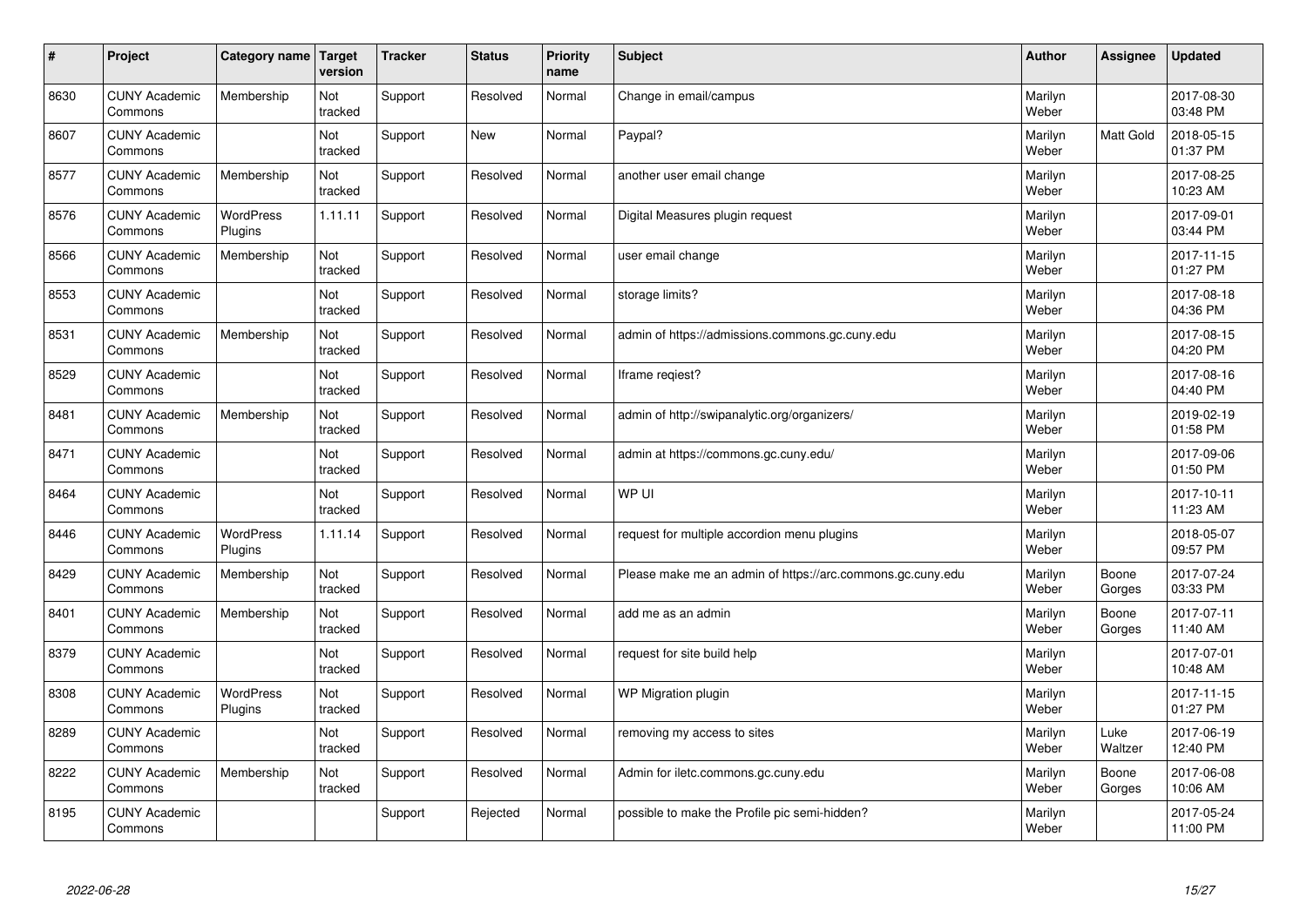| # | Project | Category name | Target version | Tracker | Status | Priority name | Subject | Author | Assignee | Updated |
|---|---|---|---|---|---|---|---|---|---|---|
| 8630 | CUNY Academic Commons | Membership | Not tracked | Support | Resolved | Normal | Change in email/campus | Marilyn Weber | | 2017-08-30 03:48 PM |
| 8607 | CUNY Academic Commons | | Not tracked | Support | New | Normal | Paypal? | Marilyn Weber | Matt Gold | 2018-05-15 01:37 PM |
| 8577 | CUNY Academic Commons | Membership | Not tracked | Support | Resolved | Normal | another user email change | Marilyn Weber | | 2017-08-25 10:23 AM |
| 8576 | CUNY Academic Commons | WordPress Plugins | 1.11.11 | Support | Resolved | Normal | Digital Measures plugin request | Marilyn Weber | | 2017-09-01 03:44 PM |
| 8566 | CUNY Academic Commons | Membership | Not tracked | Support | Resolved | Normal | user email change | Marilyn Weber | | 2017-11-15 01:27 PM |
| 8553 | CUNY Academic Commons | | Not tracked | Support | Resolved | Normal | storage limits? | Marilyn Weber | | 2017-08-18 04:36 PM |
| 8531 | CUNY Academic Commons | Membership | Not tracked | Support | Resolved | Normal | admin of https://admissions.commons.gc.cuny.edu | Marilyn Weber | | 2017-08-15 04:20 PM |
| 8529 | CUNY Academic Commons | | Not tracked | Support | Resolved | Normal | Iframe reqiest? | Marilyn Weber | | 2017-08-16 04:40 PM |
| 8481 | CUNY Academic Commons | Membership | Not tracked | Support | Resolved | Normal | admin of http://swipanalytic.org/organizers/ | Marilyn Weber | | 2019-02-19 01:58 PM |
| 8471 | CUNY Academic Commons | | Not tracked | Support | Resolved | Normal | admin at https://commons.gc.cuny.edu/ | Marilyn Weber | | 2017-09-06 01:50 PM |
| 8464 | CUNY Academic Commons | | Not tracked | Support | Resolved | Normal | WP UI | Marilyn Weber | | 2017-10-11 11:23 AM |
| 8446 | CUNY Academic Commons | WordPress Plugins | 1.11.14 | Support | Resolved | Normal | request for multiple accordion menu plugins | Marilyn Weber | | 2018-05-07 09:57 PM |
| 8429 | CUNY Academic Commons | Membership | Not tracked | Support | Resolved | Normal | Please make me an admin of https://arc.commons.gc.cuny.edu | Marilyn Weber | Boone Gorges | 2017-07-24 03:33 PM |
| 8401 | CUNY Academic Commons | Membership | Not tracked | Support | Resolved | Normal | add me as an admin | Marilyn Weber | Boone Gorges | 2017-07-11 11:40 AM |
| 8379 | CUNY Academic Commons | | Not tracked | Support | Resolved | Normal | request for site build help | Marilyn Weber | | 2017-07-01 10:48 AM |
| 8308 | CUNY Academic Commons | WordPress Plugins | Not tracked | Support | Resolved | Normal | WP Migration plugin | Marilyn Weber | | 2017-11-15 01:27 PM |
| 8289 | CUNY Academic Commons | | Not tracked | Support | Resolved | Normal | removing my access to sites | Marilyn Weber | Luke Waltzer | 2017-06-19 12:40 PM |
| 8222 | CUNY Academic Commons | Membership | Not tracked | Support | Resolved | Normal | Admin for iletc.commons.gc.cuny.edu | Marilyn Weber | Boone Gorges | 2017-06-08 10:06 AM |
| 8195 | CUNY Academic Commons | | | Support | Rejected | Normal | possible to make the Profile pic semi-hidden? | Marilyn Weber | | 2017-05-24 11:00 PM |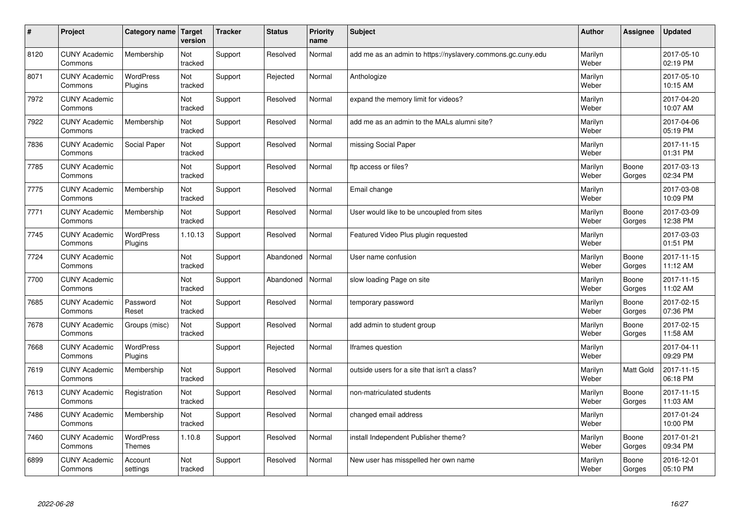| # | Project | Category name | Target version | Tracker | Status | Priority name | Subject | Author | Assignee | Updated |
|---|---|---|---|---|---|---|---|---|---|---|
| 8120 | CUNY Academic Commons | Membership | Not tracked | Support | Resolved | Normal | add me as an admin to https://nyslavery.commons.gc.cuny.edu | Marilyn Weber | | 2017-05-10 02:19 PM |
| 8071 | CUNY Academic Commons | WordPress Plugins | Not tracked | Support | Rejected | Normal | Anthologize | Marilyn Weber | | 2017-05-10 10:15 AM |
| 7972 | CUNY Academic Commons | | Not tracked | Support | Resolved | Normal | expand the memory limit for videos? | Marilyn Weber | | 2017-04-20 10:07 AM |
| 7922 | CUNY Academic Commons | Membership | Not tracked | Support | Resolved | Normal | add me as an admin to the MALs alumni site? | Marilyn Weber | | 2017-04-06 05:19 PM |
| 7836 | CUNY Academic Commons | Social Paper | Not tracked | Support | Resolved | Normal | missing Social Paper | Marilyn Weber | | 2017-11-15 01:31 PM |
| 7785 | CUNY Academic Commons | | Not tracked | Support | Resolved | Normal | ftp access or files? | Marilyn Weber | Boone Gorges | 2017-03-13 02:34 PM |
| 7775 | CUNY Academic Commons | Membership | Not tracked | Support | Resolved | Normal | Email change | Marilyn Weber | | 2017-03-08 10:09 PM |
| 7771 | CUNY Academic Commons | Membership | Not tracked | Support | Resolved | Normal | User would like to be uncoupled from sites | Marilyn Weber | Boone Gorges | 2017-03-09 12:38 PM |
| 7745 | CUNY Academic Commons | WordPress Plugins | 1.10.13 | Support | Resolved | Normal | Featured Video Plus plugin requested | Marilyn Weber | | 2017-03-03 01:51 PM |
| 7724 | CUNY Academic Commons | | Not tracked | Support | Abandoned | Normal | User name confusion | Marilyn Weber | Boone Gorges | 2017-11-15 11:12 AM |
| 7700 | CUNY Academic Commons | | Not tracked | Support | Abandoned | Normal | slow loading Page on site | Marilyn Weber | Boone Gorges | 2017-11-15 11:02 AM |
| 7685 | CUNY Academic Commons | Password Reset | Not tracked | Support | Resolved | Normal | temporary password | Marilyn Weber | Boone Gorges | 2017-02-15 07:36 PM |
| 7678 | CUNY Academic Commons | Groups (misc) | Not tracked | Support | Resolved | Normal | add admin to student group | Marilyn Weber | Boone Gorges | 2017-02-15 11:58 AM |
| 7668 | CUNY Academic Commons | WordPress Plugins | | Support | Rejected | Normal | Iframes question | Marilyn Weber | | 2017-04-11 09:29 PM |
| 7619 | CUNY Academic Commons | Membership | Not tracked | Support | Resolved | Normal | outside users for a site that isn't a class? | Marilyn Weber | Matt Gold | 2017-11-15 06:18 PM |
| 7613 | CUNY Academic Commons | Registration | Not tracked | Support | Resolved | Normal | non-matriculated students | Marilyn Weber | Boone Gorges | 2017-11-15 11:03 AM |
| 7486 | CUNY Academic Commons | Membership | Not tracked | Support | Resolved | Normal | changed email address | Marilyn Weber | | 2017-01-24 10:00 PM |
| 7460 | CUNY Academic Commons | WordPress Themes | 1.10.8 | Support | Resolved | Normal | install Independent Publisher theme? | Marilyn Weber | Boone Gorges | 2017-01-21 09:34 PM |
| 6899 | CUNY Academic Commons | Account settings | Not tracked | Support | Resolved | Normal | New user has misspelled her own name | Marilyn Weber | Boone Gorges | 2016-12-01 05:10 PM |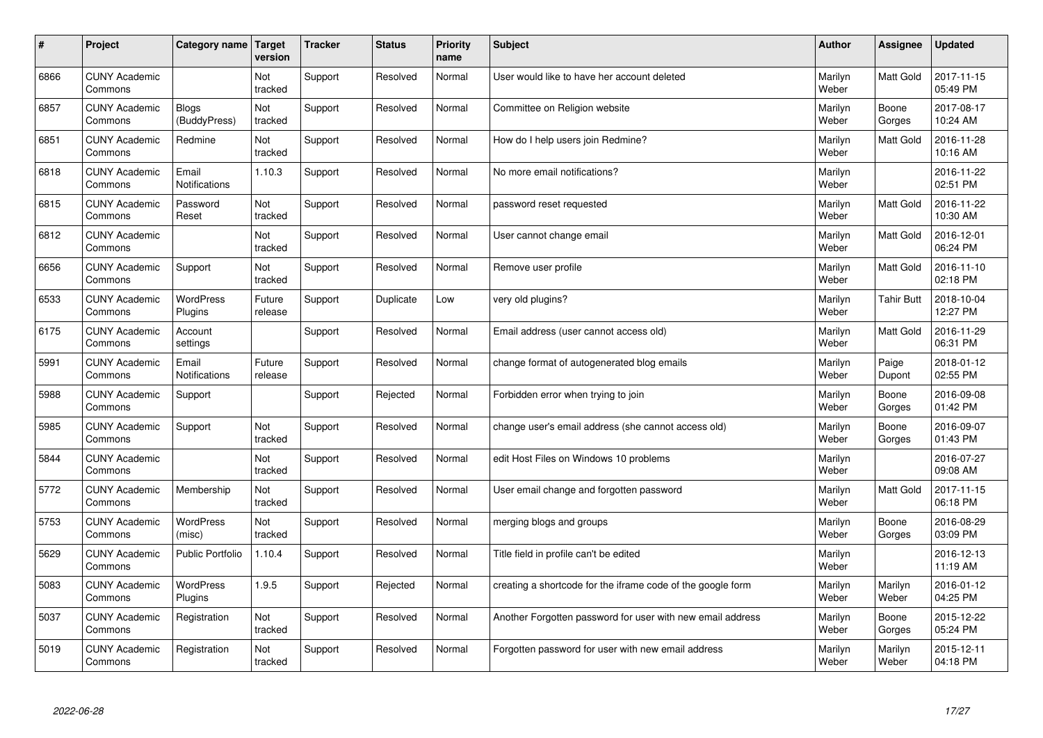| # | Project | Category name | Target version | Tracker | Status | Priority name | Subject | Author | Assignee | Updated |
|---|---|---|---|---|---|---|---|---|---|---|
| 6866 | CUNY Academic Commons | | Not tracked | Support | Resolved | Normal | User would like to have her account deleted | Marilyn Weber | Matt Gold | 2017-11-15 05:49 PM |
| 6857 | CUNY Academic Commons | Blogs (BuddyPress) | Not tracked | Support | Resolved | Normal | Committee on Religion website | Marilyn Weber | Boone Gorges | 2017-08-17 10:24 AM |
| 6851 | CUNY Academic Commons | Redmine | Not tracked | Support | Resolved | Normal | How do I help users join Redmine? | Marilyn Weber | Matt Gold | 2016-11-28 10:16 AM |
| 6818 | CUNY Academic Commons | Email Notifications | 1.10.3 | Support | Resolved | Normal | No more email notifications? | Marilyn Weber | | 2016-11-22 02:51 PM |
| 6815 | CUNY Academic Commons | Password Reset | Not tracked | Support | Resolved | Normal | password reset requested | Marilyn Weber | Matt Gold | 2016-11-22 10:30 AM |
| 6812 | CUNY Academic Commons | | Not tracked | Support | Resolved | Normal | User cannot change email | Marilyn Weber | Matt Gold | 2016-12-01 06:24 PM |
| 6656 | CUNY Academic Commons | Support | Not tracked | Support | Resolved | Normal | Remove user profile | Marilyn Weber | Matt Gold | 2016-11-10 02:18 PM |
| 6533 | CUNY Academic Commons | WordPress Plugins | Future release | Support | Duplicate | Low | very old plugins? | Marilyn Weber | Tahir Butt | 2018-10-04 12:27 PM |
| 6175 | CUNY Academic Commons | Account settings | | Support | Resolved | Normal | Email address (user cannot access old) | Marilyn Weber | Matt Gold | 2016-11-29 06:31 PM |
| 5991 | CUNY Academic Commons | Email Notifications | Future release | Support | Resolved | Normal | change format of autogenerated blog emails | Marilyn Weber | Paige Dupont | 2018-01-12 02:55 PM |
| 5988 | CUNY Academic Commons | Support | | Support | Rejected | Normal | Forbidden error when trying to join | Marilyn Weber | Boone Gorges | 2016-09-08 01:42 PM |
| 5985 | CUNY Academic Commons | Support | Not tracked | Support | Resolved | Normal | change user's email address (she cannot access old) | Marilyn Weber | Boone Gorges | 2016-09-07 01:43 PM |
| 5844 | CUNY Academic Commons | | Not tracked | Support | Resolved | Normal | edit Host Files on Windows 10 problems | Marilyn Weber | | 2016-07-27 09:08 AM |
| 5772 | CUNY Academic Commons | Membership | Not tracked | Support | Resolved | Normal | User email change and forgotten password | Marilyn Weber | Matt Gold | 2017-11-15 06:18 PM |
| 5753 | CUNY Academic Commons | WordPress (misc) | Not tracked | Support | Resolved | Normal | merging blogs and groups | Marilyn Weber | Boone Gorges | 2016-08-29 03:09 PM |
| 5629 | CUNY Academic Commons | Public Portfolio | 1.10.4 | Support | Resolved | Normal | Title field in profile can't be edited | Marilyn Weber | | 2016-12-13 11:19 AM |
| 5083 | CUNY Academic Commons | WordPress Plugins | 1.9.5 | Support | Rejected | Normal | creating a shortcode for the iframe code of the google form | Marilyn Weber | Marilyn Weber | 2016-01-12 04:25 PM |
| 5037 | CUNY Academic Commons | Registration | Not tracked | Support | Resolved | Normal | Another Forgotten password for user with new email address | Marilyn Weber | Boone Gorges | 2015-12-22 05:24 PM |
| 5019 | CUNY Academic Commons | Registration | Not tracked | Support | Resolved | Normal | Forgotten password for user with new email address | Marilyn Weber | Marilyn Weber | 2015-12-11 04:18 PM |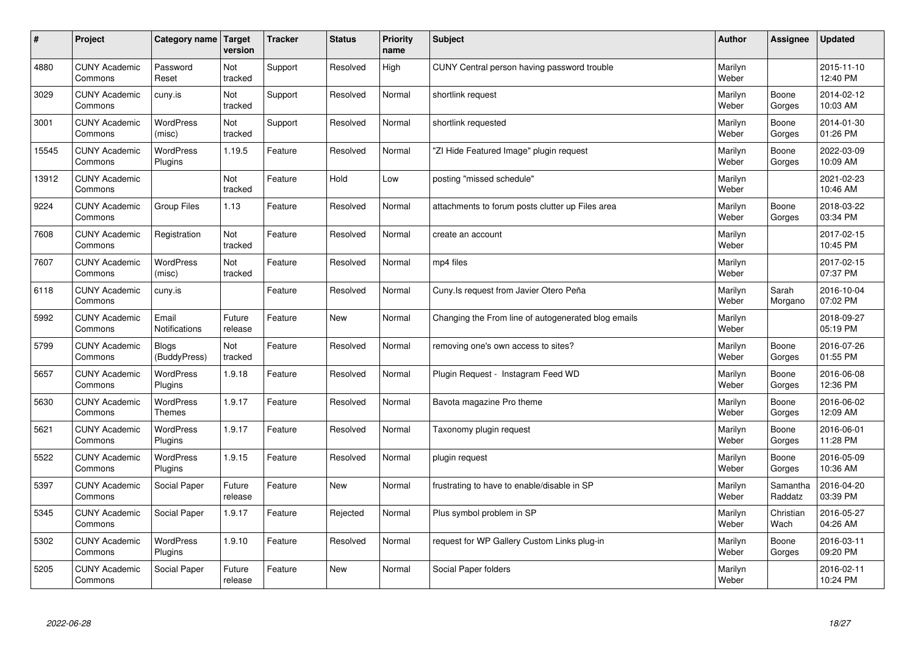| # | Project | Category name | Target version | Tracker | Status | Priority name | Subject | Author | Assignee | Updated |
|---|---|---|---|---|---|---|---|---|---|---|
| 4880 | CUNY Academic Commons | Password Reset | Not tracked | Support | Resolved | High | CUNY Central person having password trouble | Marilyn Weber | | 2015-11-10 12:40 PM |
| 3029 | CUNY Academic Commons | cuny.is | Not tracked | Support | Resolved | Normal | shortlink request | Marilyn Weber | Boone Gorges | 2014-02-12 10:03 AM |
| 3001 | CUNY Academic Commons | WordPress (misc) | Not tracked | Support | Resolved | Normal | shortlink requested | Marilyn Weber | Boone Gorges | 2014-01-30 01:26 PM |
| 15545 | CUNY Academic Commons | WordPress Plugins | 1.19.5 | Feature | Resolved | Normal | "ZI Hide Featured Image" plugin request | Marilyn Weber | Boone Gorges | 2022-03-09 10:09 AM |
| 13912 | CUNY Academic Commons | | Not tracked | Feature | Hold | Low | posting "missed schedule" | Marilyn Weber | | 2021-02-23 10:46 AM |
| 9224 | CUNY Academic Commons | Group Files | 1.13 | Feature | Resolved | Normal | attachments to forum posts clutter up Files area | Marilyn Weber | Boone Gorges | 2018-03-22 03:34 PM |
| 7608 | CUNY Academic Commons | Registration | Not tracked | Feature | Resolved | Normal | create an account | Marilyn Weber | | 2017-02-15 10:45 PM |
| 7607 | CUNY Academic Commons | WordPress (misc) | Not tracked | Feature | Resolved | Normal | mp4 files | Marilyn Weber | | 2017-02-15 07:37 PM |
| 6118 | CUNY Academic Commons | cuny.is | | Feature | Resolved | Normal | Cuny.Is request from Javier Otero Peña | Marilyn Weber | Sarah Morgano | 2016-10-04 07:02 PM |
| 5992 | CUNY Academic Commons | Email Notifications | Future release | Feature | New | Normal | Changing the From line of autogenerated blog emails | Marilyn Weber | | 2018-09-27 05:19 PM |
| 5799 | CUNY Academic Commons | Blogs (BuddyPress) | Not tracked | Feature | Resolved | Normal | removing one's own access to sites? | Marilyn Weber | Boone Gorges | 2016-07-26 01:55 PM |
| 5657 | CUNY Academic Commons | WordPress Plugins | 1.9.18 | Feature | Resolved | Normal | Plugin Request - Instagram Feed WD | Marilyn Weber | Boone Gorges | 2016-06-08 12:36 PM |
| 5630 | CUNY Academic Commons | WordPress Themes | 1.9.17 | Feature | Resolved | Normal | Bavota magazine Pro theme | Marilyn Weber | Boone Gorges | 2016-06-02 12:09 AM |
| 5621 | CUNY Academic Commons | WordPress Plugins | 1.9.17 | Feature | Resolved | Normal | Taxonomy plugin request | Marilyn Weber | Boone Gorges | 2016-06-01 11:28 PM |
| 5522 | CUNY Academic Commons | WordPress Plugins | 1.9.15 | Feature | Resolved | Normal | plugin request | Marilyn Weber | Boone Gorges | 2016-05-09 10:36 AM |
| 5397 | CUNY Academic Commons | Social Paper | Future release | Feature | New | Normal | frustrating to have to enable/disable in SP | Marilyn Weber | Samantha Raddatz | 2016-04-20 03:39 PM |
| 5345 | CUNY Academic Commons | Social Paper | 1.9.17 | Feature | Rejected | Normal | Plus symbol problem in SP | Marilyn Weber | Christian Wach | 2016-05-27 04:26 AM |
| 5302 | CUNY Academic Commons | WordPress Plugins | 1.9.10 | Feature | Resolved | Normal | request for WP Gallery Custom Links plug-in | Marilyn Weber | Boone Gorges | 2016-03-11 09:20 PM |
| 5205 | CUNY Academic Commons | Social Paper | Future release | Feature | New | Normal | Social Paper folders | Marilyn Weber | | 2016-02-11 10:24 PM |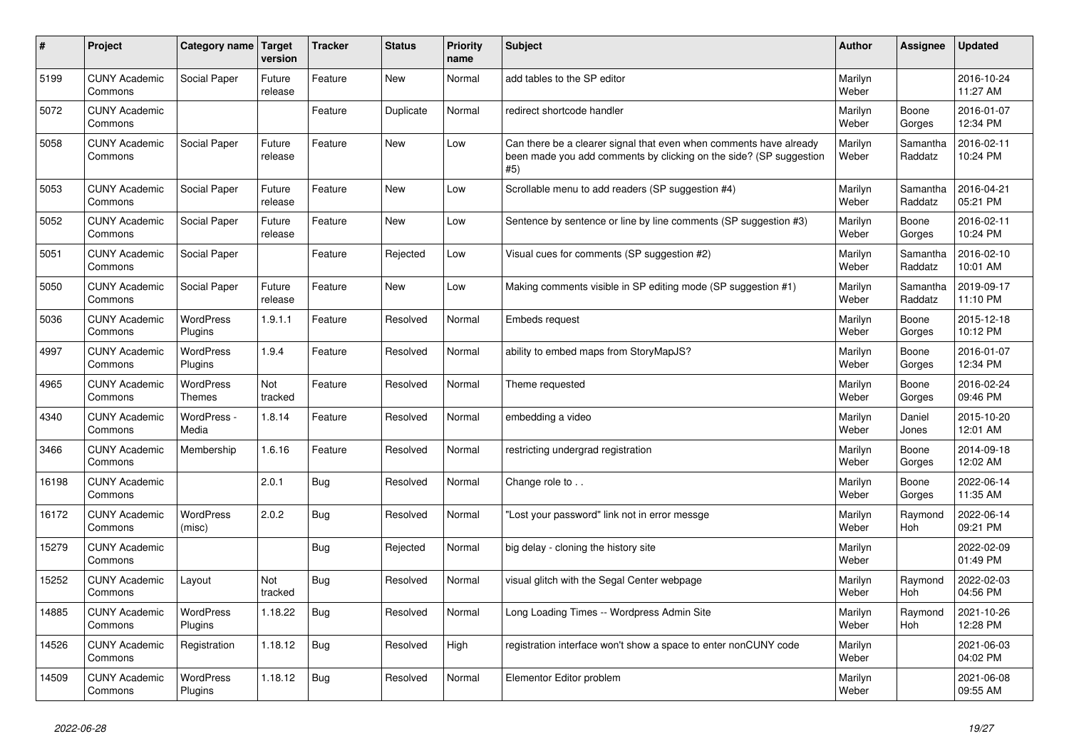| # | Project | Category name | Target version | Tracker | Status | Priority name | Subject | Author | Assignee | Updated |
|---|---|---|---|---|---|---|---|---|---|---|
| 5199 | CUNY Academic Commons | Social Paper | Future release | Feature | New | Normal | add tables to the SP editor | Marilyn Weber | | 2016-10-24 11:27 AM |
| 5072 | CUNY Academic Commons | | | Feature | Duplicate | Normal | redirect shortcode handler | Marilyn Weber | Boone Gorges | 2016-01-07 12:34 PM |
| 5058 | CUNY Academic Commons | Social Paper | Future release | Feature | New | Low | Can there be a clearer signal that even when comments have already been made you add comments by clicking on the side? (SP suggestion #5) | Marilyn Weber | Samantha Raddatz | 2016-02-11 10:24 PM |
| 5053 | CUNY Academic Commons | Social Paper | Future release | Feature | New | Low | Scrollable menu to add readers (SP suggestion #4) | Marilyn Weber | Samantha Raddatz | 2016-04-21 05:21 PM |
| 5052 | CUNY Academic Commons | Social Paper | Future release | Feature | New | Low | Sentence by sentence or line by line comments (SP suggestion #3) | Marilyn Weber | Boone Gorges | 2016-02-11 10:24 PM |
| 5051 | CUNY Academic Commons | Social Paper | | Feature | Rejected | Low | Visual cues for comments (SP suggestion #2) | Marilyn Weber | Samantha Raddatz | 2016-02-10 10:01 AM |
| 5050 | CUNY Academic Commons | Social Paper | Future release | Feature | New | Low | Making comments visible in SP editing mode (SP suggestion #1) | Marilyn Weber | Samantha Raddatz | 2019-09-17 11:10 PM |
| 5036 | CUNY Academic Commons | WordPress Plugins | 1.9.1.1 | Feature | Resolved | Normal | Embeds request | Marilyn Weber | Boone Gorges | 2015-12-18 10:12 PM |
| 4997 | CUNY Academic Commons | WordPress Plugins | 1.9.4 | Feature | Resolved | Normal | ability to embed maps from StoryMapJS? | Marilyn Weber | Boone Gorges | 2016-01-07 12:34 PM |
| 4965 | CUNY Academic Commons | WordPress Themes | Not tracked | Feature | Resolved | Normal | Theme requested | Marilyn Weber | Boone Gorges | 2016-02-24 09:46 PM |
| 4340 | CUNY Academic Commons | WordPress - Media | 1.8.14 | Feature | Resolved | Normal | embedding a video | Marilyn Weber | Daniel Jones | 2015-10-20 12:01 AM |
| 3466 | CUNY Academic Commons | Membership | 1.6.16 | Feature | Resolved | Normal | restricting undergrad registration | Marilyn Weber | Boone Gorges | 2014-09-18 12:02 AM |
| 16198 | CUNY Academic Commons | | 2.0.1 | Bug | Resolved | Normal | Change role to . . | Marilyn Weber | Boone Gorges | 2022-06-14 11:35 AM |
| 16172 | CUNY Academic Commons | WordPress (misc) | 2.0.2 | Bug | Resolved | Normal | "Lost your password" link not in error messge | Marilyn Weber | Raymond Hoh | 2022-06-14 09:21 PM |
| 15279 | CUNY Academic Commons | | | Bug | Rejected | Normal | big delay - cloning the history site | Marilyn Weber | | 2022-02-09 01:49 PM |
| 15252 | CUNY Academic Commons | Layout | Not tracked | Bug | Resolved | Normal | visual glitch with the Segal Center webpage | Marilyn Weber | Raymond Hoh | 2022-02-03 04:56 PM |
| 14885 | CUNY Academic Commons | WordPress Plugins | 1.18.22 | Bug | Resolved | Normal | Long Loading Times -- Wordpress Admin Site | Marilyn Weber | Raymond Hoh | 2021-10-26 12:28 PM |
| 14526 | CUNY Academic Commons | Registration | 1.18.12 | Bug | Resolved | High | registration interface won't show a space to enter nonCUNY code | Marilyn Weber | | 2021-06-03 04:02 PM |
| 14509 | CUNY Academic Commons | WordPress Plugins | 1.18.12 | Bug | Resolved | Normal | Elementor Editor problem | Marilyn Weber | | 2021-06-08 09:55 AM |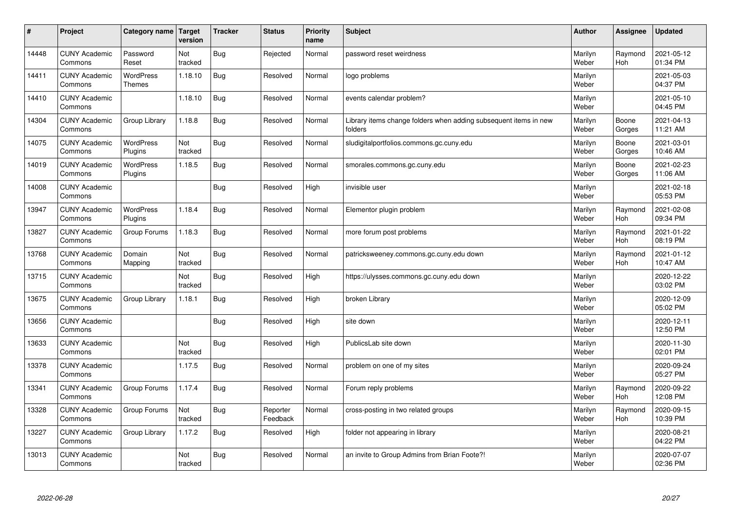| # | Project | Category name | Target version | Tracker | Status | Priority name | Subject | Author | Assignee | Updated |
|---|---|---|---|---|---|---|---|---|---|---|
| 14448 | CUNY Academic Commons | Password Reset | Not tracked | Bug | Rejected | Normal | password reset weirdness | Marilyn Weber | Raymond Hoh | 2021-05-12 01:34 PM |
| 14411 | CUNY Academic Commons | WordPress Themes | 1.18.10 | Bug | Resolved | Normal | logo problems | Marilyn Weber | | 2021-05-03 04:37 PM |
| 14410 | CUNY Academic Commons | | 1.18.10 | Bug | Resolved | Normal | events calendar problem? | Marilyn Weber | | 2021-05-10 04:45 PM |
| 14304 | CUNY Academic Commons | Group Library | 1.18.8 | Bug | Resolved | Normal | Library items change folders when adding subsequent items in new folders | Marilyn Weber | Boone Gorges | 2021-04-13 11:21 AM |
| 14075 | CUNY Academic Commons | WordPress Plugins | Not tracked | Bug | Resolved | Normal | sludigitalportfolios.commons.gc.cuny.edu | Marilyn Weber | Boone Gorges | 2021-03-01 10:46 AM |
| 14019 | CUNY Academic Commons | WordPress Plugins | 1.18.5 | Bug | Resolved | Normal | smorales.commons.gc.cuny.edu | Marilyn Weber | Boone Gorges | 2021-02-23 11:06 AM |
| 14008 | CUNY Academic Commons | | | Bug | Resolved | High | invisible user | Marilyn Weber | | 2021-02-18 05:53 PM |
| 13947 | CUNY Academic Commons | WordPress Plugins | 1.18.4 | Bug | Resolved | Normal | Elementor plugin problem | Marilyn Weber | Raymond Hoh | 2021-02-08 09:34 PM |
| 13827 | CUNY Academic Commons | Group Forums | 1.18.3 | Bug | Resolved | Normal | more forum post problems | Marilyn Weber | Raymond Hoh | 2021-01-22 08:19 PM |
| 13768 | CUNY Academic Commons | Domain Mapping | Not tracked | Bug | Resolved | Normal | patricksweeney.commons.gc.cuny.edu down | Marilyn Weber | Raymond Hoh | 2021-01-12 10:47 AM |
| 13715 | CUNY Academic Commons | | Not tracked | Bug | Resolved | High | https://ulysses.commons.gc.cuny.edu down | Marilyn Weber | | 2020-12-22 03:02 PM |
| 13675 | CUNY Academic Commons | Group Library | 1.18.1 | Bug | Resolved | High | broken Library | Marilyn Weber | | 2020-12-09 05:02 PM |
| 13656 | CUNY Academic Commons | | | Bug | Resolved | High | site down | Marilyn Weber | | 2020-12-11 12:50 PM |
| 13633 | CUNY Academic Commons | | Not tracked | Bug | Resolved | High | PublicsLab site down | Marilyn Weber | | 2020-11-30 02:01 PM |
| 13378 | CUNY Academic Commons | | 1.17.5 | Bug | Resolved | Normal | problem on one of my sites | Marilyn Weber | | 2020-09-24 05:27 PM |
| 13341 | CUNY Academic Commons | Group Forums | 1.17.4 | Bug | Resolved | Normal | Forum reply problems | Marilyn Weber | Raymond Hoh | 2020-09-22 12:08 PM |
| 13328 | CUNY Academic Commons | Group Forums | Not tracked | Bug | Reporter Feedback | Normal | cross-posting in two related groups | Marilyn Weber | Raymond Hoh | 2020-09-15 10:39 PM |
| 13227 | CUNY Academic Commons | Group Library | 1.17.2 | Bug | Resolved | High | folder not appearing in library | Marilyn Weber | | 2020-08-21 04:22 PM |
| 13013 | CUNY Academic Commons | | Not tracked | Bug | Resolved | Normal | an invite to Group Admins from Brian Foote?! | Marilyn Weber | | 2020-07-07 02:36 PM |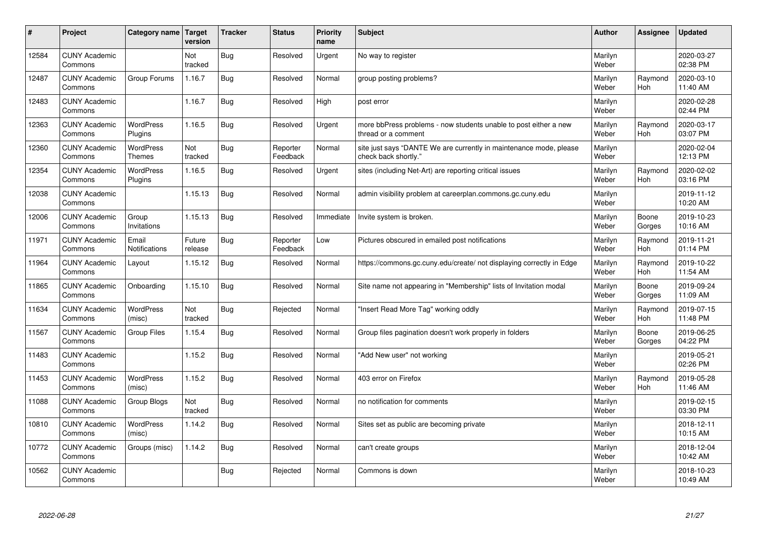| # | Project | Category name | Target version | Tracker | Status | Priority name | Subject | Author | Assignee | Updated |
|---|---|---|---|---|---|---|---|---|---|---|
| 12584 | CUNY Academic Commons | | Not tracked | Bug | Resolved | Urgent | No way to register | Marilyn Weber | | 2020-03-27 02:38 PM |
| 12487 | CUNY Academic Commons | Group Forums | 1.16.7 | Bug | Resolved | Normal | group posting problems? | Marilyn Weber | Raymond Hoh | 2020-03-10 11:40 AM |
| 12483 | CUNY Academic Commons | | 1.16.7 | Bug | Resolved | High | post error | Marilyn Weber | | 2020-02-28 02:44 PM |
| 12363 | CUNY Academic Commons | WordPress Plugins | 1.16.5 | Bug | Resolved | Urgent | more bbPress problems - now students unable to post either a new thread or a comment | Marilyn Weber | Raymond Hoh | 2020-03-17 03:07 PM |
| 12360 | CUNY Academic Commons | WordPress Themes | Not tracked | Bug | Reporter Feedback | Normal | site just says "DANTE We are currently in maintenance mode, please check back shortly." | Marilyn Weber | | 2020-02-04 12:13 PM |
| 12354 | CUNY Academic Commons | WordPress Plugins | 1.16.5 | Bug | Resolved | Urgent | sites (including Net-Art) are reporting critical issues | Marilyn Weber | Raymond Hoh | 2020-02-02 03:16 PM |
| 12038 | CUNY Academic Commons | | 1.15.13 | Bug | Resolved | Normal | admin visibility problem at careerplan.commons.gc.cuny.edu | Marilyn Weber | | 2019-11-12 10:20 AM |
| 12006 | CUNY Academic Commons | Group Invitations | 1.15.13 | Bug | Resolved | Immediate | Invite system is broken. | Marilyn Weber | Boone Gorges | 2019-10-23 10:16 AM |
| 11971 | CUNY Academic Commons | Email Notifications | Future release | Bug | Reporter Feedback | Low | Pictures obscured in emailed post notifications | Marilyn Weber | Raymond Hoh | 2019-11-21 01:14 PM |
| 11964 | CUNY Academic Commons | Layout | 1.15.12 | Bug | Resolved | Normal | https://commons.gc.cuny.edu/create/ not displaying correctly in Edge | Marilyn Weber | Raymond Hoh | 2019-10-22 11:54 AM |
| 11865 | CUNY Academic Commons | Onboarding | 1.15.10 | Bug | Resolved | Normal | Site name not appearing in "Membership" lists of Invitation modal | Marilyn Weber | Boone Gorges | 2019-09-24 11:09 AM |
| 11634 | CUNY Academic Commons | WordPress (misc) | Not tracked | Bug | Rejected | Normal | "Insert Read More Tag" working oddly | Marilyn Weber | Raymond Hoh | 2019-07-15 11:48 PM |
| 11567 | CUNY Academic Commons | Group Files | 1.15.4 | Bug | Resolved | Normal | Group files pagination doesn't work properly in folders | Marilyn Weber | Boone Gorges | 2019-06-25 04:22 PM |
| 11483 | CUNY Academic Commons | | 1.15.2 | Bug | Resolved | Normal | "Add New user" not working | Marilyn Weber | | 2019-05-21 02:26 PM |
| 11453 | CUNY Academic Commons | WordPress (misc) | 1.15.2 | Bug | Resolved | Normal | 403 error on Firefox | Marilyn Weber | Raymond Hoh | 2019-05-28 11:46 AM |
| 11088 | CUNY Academic Commons | Group Blogs | Not tracked | Bug | Resolved | Normal | no notification for comments | Marilyn Weber | | 2019-02-15 03:30 PM |
| 10810 | CUNY Academic Commons | WordPress (misc) | 1.14.2 | Bug | Resolved | Normal | Sites set as public are becoming private | Marilyn Weber | | 2018-12-11 10:15 AM |
| 10772 | CUNY Academic Commons | Groups (misc) | 1.14.2 | Bug | Resolved | Normal | can't create groups | Marilyn Weber | | 2018-12-04 10:42 AM |
| 10562 | CUNY Academic Commons | | | Bug | Rejected | Normal | Commons is down | Marilyn Weber | | 2018-10-23 10:49 AM |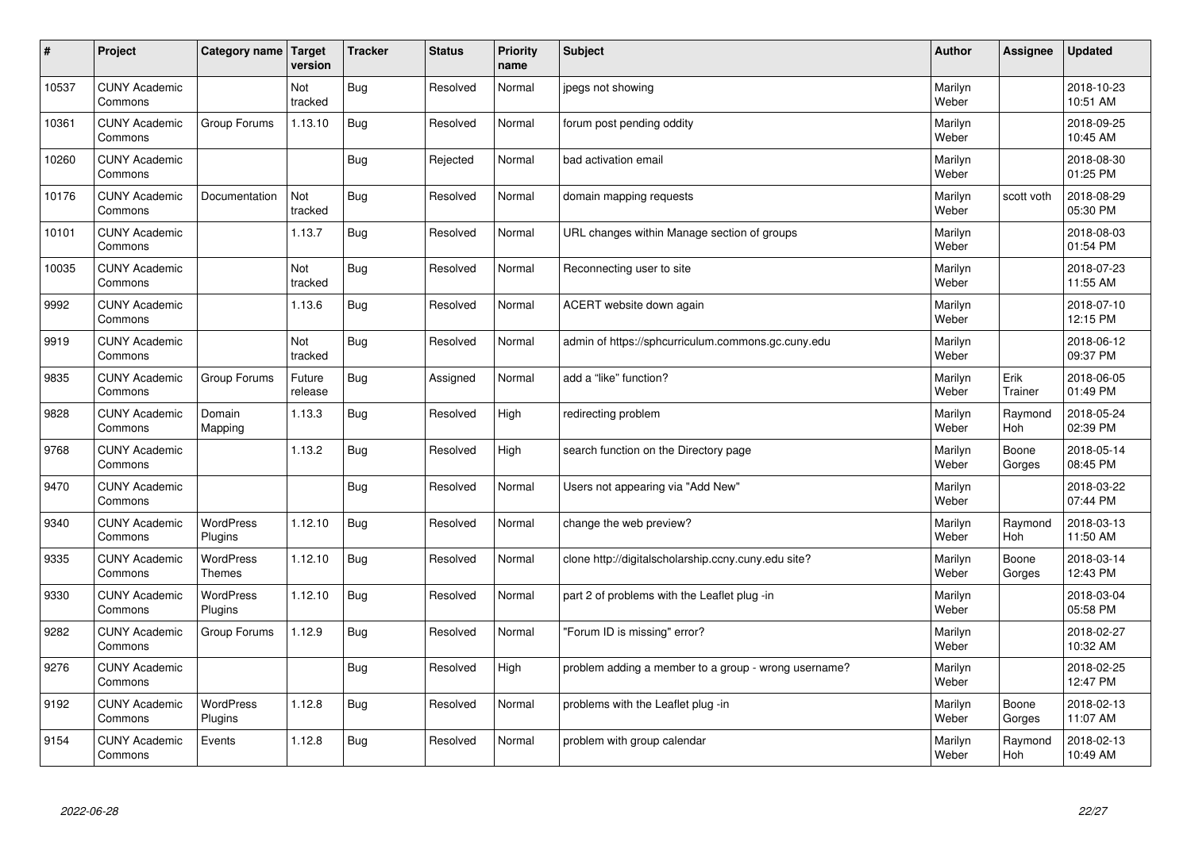| # | Project | Category name | Target version | Tracker | Status | Priority name | Subject | Author | Assignee | Updated |
|---|---|---|---|---|---|---|---|---|---|---|
| 10537 | CUNY Academic Commons | | Not tracked | Bug | Resolved | Normal | jpegs not showing | Marilyn Weber | | 2018-10-23 10:51 AM |
| 10361 | CUNY Academic Commons | Group Forums | 1.13.10 | Bug | Resolved | Normal | forum post pending oddity | Marilyn Weber | | 2018-09-25 10:45 AM |
| 10260 | CUNY Academic Commons | | | Bug | Rejected | Normal | bad activation email | Marilyn Weber | | 2018-08-30 01:25 PM |
| 10176 | CUNY Academic Commons | Documentation | Not tracked | Bug | Resolved | Normal | domain mapping requests | Marilyn Weber | scott voth | 2018-08-29 05:30 PM |
| 10101 | CUNY Academic Commons | | 1.13.7 | Bug | Resolved | Normal | URL changes within Manage section of groups | Marilyn Weber | | 2018-08-03 01:54 PM |
| 10035 | CUNY Academic Commons | | Not tracked | Bug | Resolved | Normal | Reconnecting user to site | Marilyn Weber | | 2018-07-23 11:55 AM |
| 9992 | CUNY Academic Commons | | 1.13.6 | Bug | Resolved | Normal | ACERT website down again | Marilyn Weber | | 2018-07-10 12:15 PM |
| 9919 | CUNY Academic Commons | | Not tracked | Bug | Resolved | Normal | admin of https://sphcurriculum.commons.gc.cuny.edu | Marilyn Weber | | 2018-06-12 09:37 PM |
| 9835 | CUNY Academic Commons | Group Forums | Future release | Bug | Assigned | Normal | add a "like" function? | Marilyn Weber | Erik Trainer | 2018-06-05 01:49 PM |
| 9828 | CUNY Academic Commons | Domain Mapping | 1.13.3 | Bug | Resolved | High | redirecting problem | Marilyn Weber | Raymond Hoh | 2018-05-24 02:39 PM |
| 9768 | CUNY Academic Commons | | 1.13.2 | Bug | Resolved | High | search function on the Directory page | Marilyn Weber | Boone Gorges | 2018-05-14 08:45 PM |
| 9470 | CUNY Academic Commons | | | Bug | Resolved | Normal | Users not appearing via "Add New" | Marilyn Weber | | 2018-03-22 07:44 PM |
| 9340 | CUNY Academic Commons | WordPress Plugins | 1.12.10 | Bug | Resolved | Normal | change the web preview? | Marilyn Weber | Raymond Hoh | 2018-03-13 11:50 AM |
| 9335 | CUNY Academic Commons | WordPress Themes | 1.12.10 | Bug | Resolved | Normal | clone http://digitalscholarship.ccny.cuny.edu site? | Marilyn Weber | Boone Gorges | 2018-03-14 12:43 PM |
| 9330 | CUNY Academic Commons | WordPress Plugins | 1.12.10 | Bug | Resolved | Normal | part 2 of problems with the Leaflet plug -in | Marilyn Weber | | 2018-03-04 05:58 PM |
| 9282 | CUNY Academic Commons | Group Forums | 1.12.9 | Bug | Resolved | Normal | "Forum ID is missing" error? | Marilyn Weber | | 2018-02-27 10:32 AM |
| 9276 | CUNY Academic Commons | | | Bug | Resolved | High | problem adding a member to a group - wrong username? | Marilyn Weber | | 2018-02-25 12:47 PM |
| 9192 | CUNY Academic Commons | WordPress Plugins | 1.12.8 | Bug | Resolved | Normal | problems with the Leaflet plug -in | Marilyn Weber | Boone Gorges | 2018-02-13 11:07 AM |
| 9154 | CUNY Academic Commons | Events | 1.12.8 | Bug | Resolved | Normal | problem with group calendar | Marilyn Weber | Raymond Hoh | 2018-02-13 10:49 AM |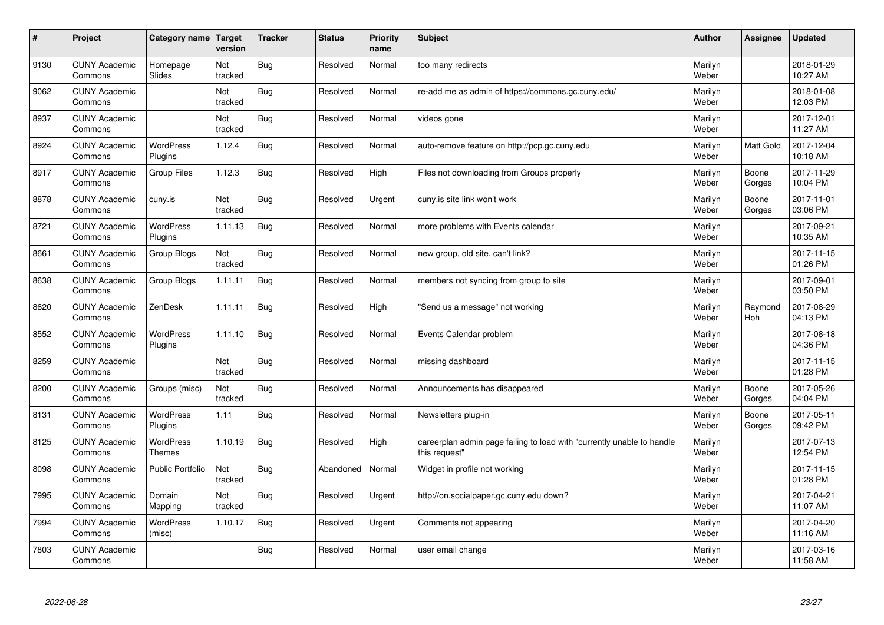| # | Project | Category name | Target version | Tracker | Status | Priority name | Subject | Author | Assignee | Updated |
|---|---|---|---|---|---|---|---|---|---|---|
| 9130 | CUNY Academic Commons | Homepage Slides | Not tracked | Bug | Resolved | Normal | too many redirects | Marilyn Weber | | 2018-01-29 10:27 AM |
| 9062 | CUNY Academic Commons | | Not tracked | Bug | Resolved | Normal | re-add me as admin of https://commons.gc.cuny.edu/ | Marilyn Weber | | 2018-01-08 12:03 PM |
| 8937 | CUNY Academic Commons | | Not tracked | Bug | Resolved | Normal | videos gone | Marilyn Weber | | 2017-12-01 11:27 AM |
| 8924 | CUNY Academic Commons | WordPress Plugins | 1.12.4 | Bug | Resolved | Normal | auto-remove feature on http://pcp.gc.cuny.edu | Marilyn Weber | Matt Gold | 2017-12-04 10:18 AM |
| 8917 | CUNY Academic Commons | Group Files | 1.12.3 | Bug | Resolved | High | Files not downloading from Groups properly | Marilyn Weber | Boone Gorges | 2017-11-29 10:04 PM |
| 8878 | CUNY Academic Commons | cuny.is | Not tracked | Bug | Resolved | Urgent | cuny.is site link won't work | Marilyn Weber | Boone Gorges | 2017-11-01 03:06 PM |
| 8721 | CUNY Academic Commons | WordPress Plugins | 1.11.13 | Bug | Resolved | Normal | more problems with Events calendar | Marilyn Weber | | 2017-09-21 10:35 AM |
| 8661 | CUNY Academic Commons | Group Blogs | Not tracked | Bug | Resolved | Normal | new group, old site, can't link? | Marilyn Weber | | 2017-11-15 01:26 PM |
| 8638 | CUNY Academic Commons | Group Blogs | 1.11.11 | Bug | Resolved | Normal | members not syncing from group to site | Marilyn Weber | | 2017-09-01 03:50 PM |
| 8620 | CUNY Academic Commons | ZenDesk | 1.11.11 | Bug | Resolved | High | "Send us a message" not working | Marilyn Weber | Raymond Hoh | 2017-08-29 04:13 PM |
| 8552 | CUNY Academic Commons | WordPress Plugins | 1.11.10 | Bug | Resolved | Normal | Events Calendar problem | Marilyn Weber | | 2017-08-18 04:36 PM |
| 8259 | CUNY Academic Commons | | Not tracked | Bug | Resolved | Normal | missing dashboard | Marilyn Weber | | 2017-11-15 01:28 PM |
| 8200 | CUNY Academic Commons | Groups (misc) | Not tracked | Bug | Resolved | Normal | Announcements has disappeared | Marilyn Weber | Boone Gorges | 2017-05-26 04:04 PM |
| 8131 | CUNY Academic Commons | WordPress Plugins | 1.11 | Bug | Resolved | Normal | Newsletters plug-in | Marilyn Weber | Boone Gorges | 2017-05-11 09:42 PM |
| 8125 | CUNY Academic Commons | WordPress Themes | 1.10.19 | Bug | Resolved | High | careerplan admin page failing to load with "currently unable to handle this request" | Marilyn Weber | | 2017-07-13 12:54 PM |
| 8098 | CUNY Academic Commons | Public Portfolio | Not tracked | Bug | Abandoned | Normal | Widget in profile not working | Marilyn Weber | | 2017-11-15 01:28 PM |
| 7995 | CUNY Academic Commons | Domain Mapping | Not tracked | Bug | Resolved | Urgent | http://on.socialpaper.gc.cuny.edu down? | Marilyn Weber | | 2017-04-21 11:07 AM |
| 7994 | CUNY Academic Commons | WordPress (misc) | 1.10.17 | Bug | Resolved | Urgent | Comments not appearing | Marilyn Weber | | 2017-04-20 11:16 AM |
| 7803 | CUNY Academic Commons | | | Bug | Resolved | Normal | user email change | Marilyn Weber | | 2017-03-16 11:58 AM |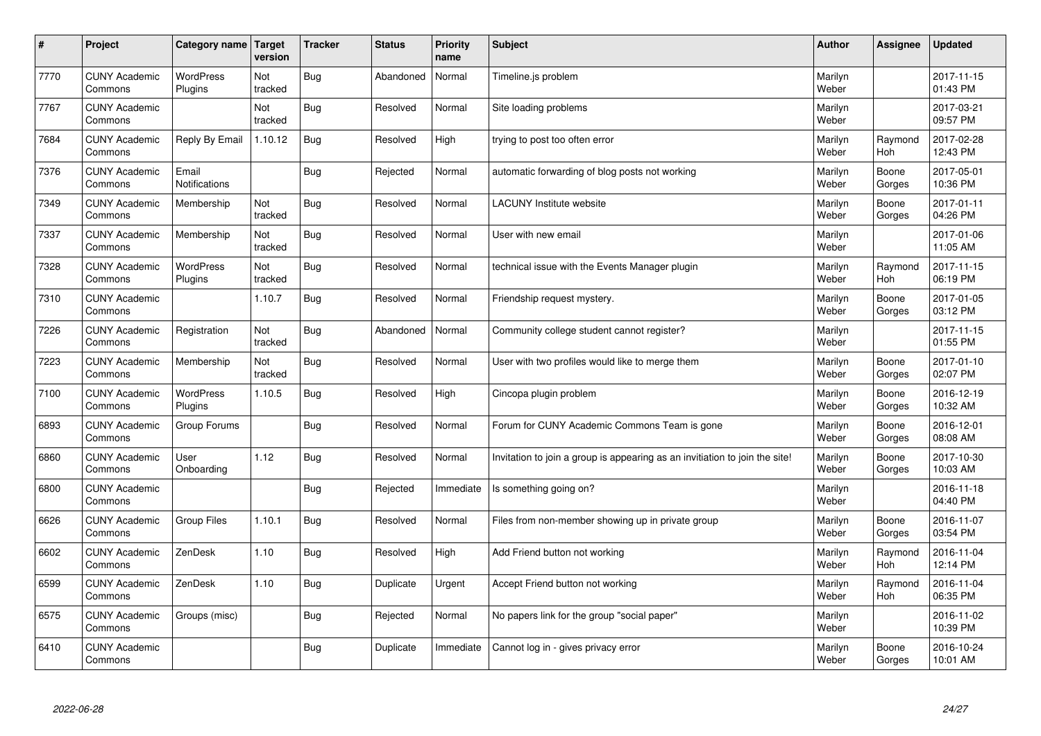| # | Project | Category name | Target version | Tracker | Status | Priority name | Subject | Author | Assignee | Updated |
|---|---|---|---|---|---|---|---|---|---|---|
| 7770 | CUNY Academic Commons | WordPress Plugins | Not tracked | Bug | Abandoned | Normal | Timeline.js problem | Marilyn Weber | | 2017-11-15 01:43 PM |
| 7767 | CUNY Academic Commons | | Not tracked | Bug | Resolved | Normal | Site loading problems | Marilyn Weber | | 2017-03-21 09:57 PM |
| 7684 | CUNY Academic Commons | Reply By Email | 1.10.12 | Bug | Resolved | High | trying to post too often error | Marilyn Weber | Raymond Hoh | 2017-02-28 12:43 PM |
| 7376 | CUNY Academic Commons | Email Notifications | | Bug | Rejected | Normal | automatic forwarding of blog posts not working | Marilyn Weber | Boone Gorges | 2017-05-01 10:36 PM |
| 7349 | CUNY Academic Commons | Membership | Not tracked | Bug | Resolved | Normal | LACUNY Institute website | Marilyn Weber | Boone Gorges | 2017-01-11 04:26 PM |
| 7337 | CUNY Academic Commons | Membership | Not tracked | Bug | Resolved | Normal | User with new email | Marilyn Weber | | 2017-01-06 11:05 AM |
| 7328 | CUNY Academic Commons | WordPress Plugins | Not tracked | Bug | Resolved | Normal | technical issue with the Events Manager plugin | Marilyn Weber | Raymond Hoh | 2017-11-15 06:19 PM |
| 7310 | CUNY Academic Commons | | 1.10.7 | Bug | Resolved | Normal | Friendship request mystery. | Marilyn Weber | Boone Gorges | 2017-01-05 03:12 PM |
| 7226 | CUNY Academic Commons | Registration | Not tracked | Bug | Abandoned | Normal | Community college student cannot register? | Marilyn Weber | | 2017-11-15 01:55 PM |
| 7223 | CUNY Academic Commons | Membership | Not tracked | Bug | Resolved | Normal | User with two profiles would like to merge them | Marilyn Weber | Boone Gorges | 2017-01-10 02:07 PM |
| 7100 | CUNY Academic Commons | WordPress Plugins | 1.10.5 | Bug | Resolved | High | Cincopa plugin problem | Marilyn Weber | Boone Gorges | 2016-12-19 10:32 AM |
| 6893 | CUNY Academic Commons | Group Forums | | Bug | Resolved | Normal | Forum for CUNY Academic Commons Team is gone | Marilyn Weber | Boone Gorges | 2016-12-01 08:08 AM |
| 6860 | CUNY Academic Commons | User Onboarding | 1.12 | Bug | Resolved | Normal | Invitation to join a group is appearing as an invitiation to join the site! | Marilyn Weber | Boone Gorges | 2017-10-30 10:03 AM |
| 6800 | CUNY Academic Commons | | | Bug | Rejected | Immediate | Is something going on? | Marilyn Weber | | 2016-11-18 04:40 PM |
| 6626 | CUNY Academic Commons | Group Files | 1.10.1 | Bug | Resolved | Normal | Files from non-member showing up in private group | Marilyn Weber | Boone Gorges | 2016-11-07 03:54 PM |
| 6602 | CUNY Academic Commons | ZenDesk | 1.10 | Bug | Resolved | High | Add Friend button not working | Marilyn Weber | Raymond Hoh | 2016-11-04 12:14 PM |
| 6599 | CUNY Academic Commons | ZenDesk | 1.10 | Bug | Duplicate | Urgent | Accept Friend button not working | Marilyn Weber | Raymond Hoh | 2016-11-04 06:35 PM |
| 6575 | CUNY Academic Commons | Groups (misc) | | Bug | Rejected | Normal | No papers link for the group "social paper" | Marilyn Weber | | 2016-11-02 10:39 PM |
| 6410 | CUNY Academic Commons | | | Bug | Duplicate | Immediate | Cannot log in - gives privacy error | Marilyn Weber | Boone Gorges | 2016-10-24 10:01 AM |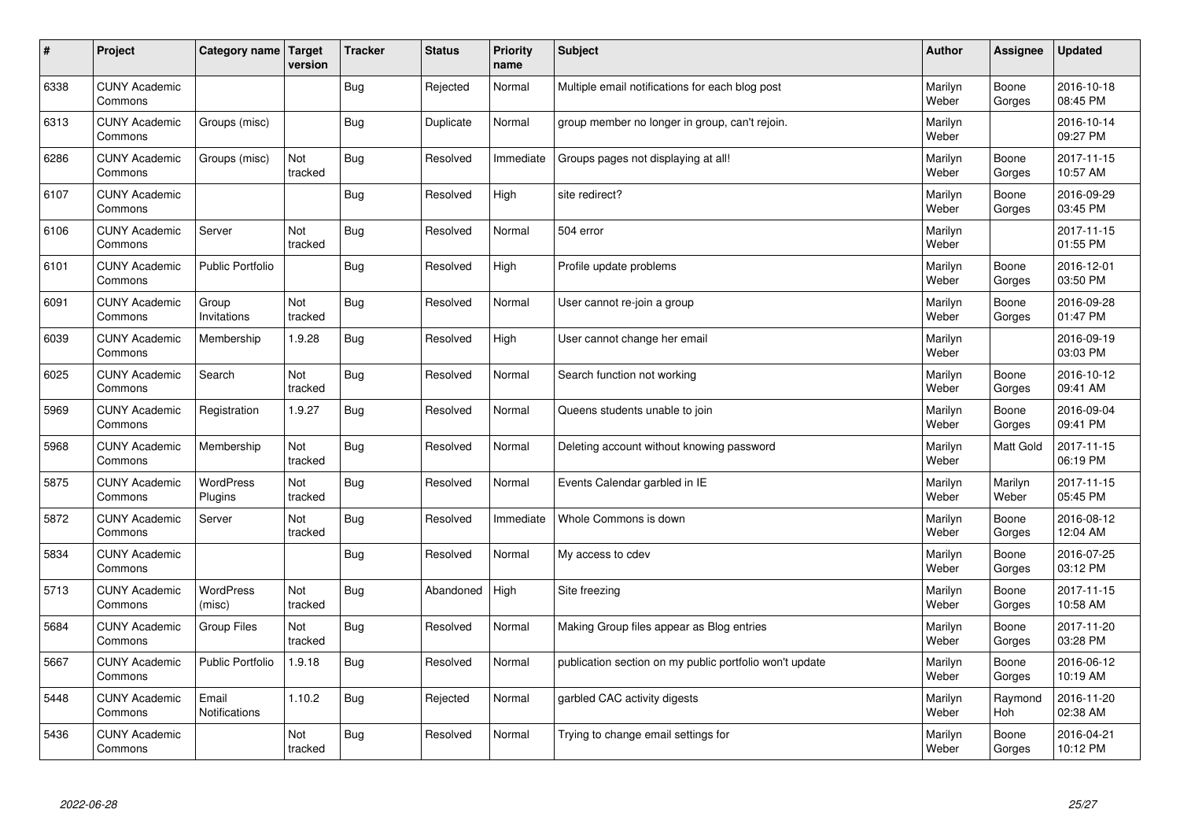| # | Project | Category name | Target version | Tracker | Status | Priority name | Subject | Author | Assignee | Updated |
|---|---|---|---|---|---|---|---|---|---|---|
| 6338 | CUNY Academic Commons | | | Bug | Rejected | Normal | Multiple email notifications for each blog post | Marilyn Weber | Boone Gorges | 2016-10-18 08:45 PM |
| 6313 | CUNY Academic Commons | Groups (misc) | | Bug | Duplicate | Normal | group member no longer in group, can't rejoin. | Marilyn Weber | | 2016-10-14 09:27 PM |
| 6286 | CUNY Academic Commons | Groups (misc) | Not tracked | Bug | Resolved | Immediate | Groups pages not displaying at all! | Marilyn Weber | Boone Gorges | 2017-11-15 10:57 AM |
| 6107 | CUNY Academic Commons | | | Bug | Resolved | High | site redirect? | Marilyn Weber | Boone Gorges | 2016-09-29 03:45 PM |
| 6106 | CUNY Academic Commons | Server | Not tracked | Bug | Resolved | Normal | 504 error | Marilyn Weber | | 2017-11-15 01:55 PM |
| 6101 | CUNY Academic Commons | Public Portfolio | | Bug | Resolved | High | Profile update problems | Marilyn Weber | Boone Gorges | 2016-12-01 03:50 PM |
| 6091 | CUNY Academic Commons | Group Invitations | Not tracked | Bug | Resolved | Normal | User cannot re-join a group | Marilyn Weber | Boone Gorges | 2016-09-28 01:47 PM |
| 6039 | CUNY Academic Commons | Membership | 1.9.28 | Bug | Resolved | High | User cannot change her email | Marilyn Weber | | 2016-09-19 03:03 PM |
| 6025 | CUNY Academic Commons | Search | Not tracked | Bug | Resolved | Normal | Search function not working | Marilyn Weber | Boone Gorges | 2016-10-12 09:41 AM |
| 5969 | CUNY Academic Commons | Registration | 1.9.27 | Bug | Resolved | Normal | Queens students unable to join | Marilyn Weber | Boone Gorges | 2016-09-04 09:41 PM |
| 5968 | CUNY Academic Commons | Membership | Not tracked | Bug | Resolved | Normal | Deleting account without knowing password | Marilyn Weber | Matt Gold | 2017-11-15 06:19 PM |
| 5875 | CUNY Academic Commons | WordPress Plugins | Not tracked | Bug | Resolved | Normal | Events Calendar garbled in IE | Marilyn Weber | Marilyn Weber | 2017-11-15 05:45 PM |
| 5872 | CUNY Academic Commons | Server | Not tracked | Bug | Resolved | Immediate | Whole Commons is down | Marilyn Weber | Boone Gorges | 2016-08-12 12:04 AM |
| 5834 | CUNY Academic Commons | | | Bug | Resolved | Normal | My access to cdev | Marilyn Weber | Boone Gorges | 2016-07-25 03:12 PM |
| 5713 | CUNY Academic Commons | WordPress (misc) | Not tracked | Bug | Abandoned | High | Site freezing | Marilyn Weber | Boone Gorges | 2017-11-15 10:58 AM |
| 5684 | CUNY Academic Commons | Group Files | Not tracked | Bug | Resolved | Normal | Making Group files appear as Blog entries | Marilyn Weber | Boone Gorges | 2017-11-20 03:28 PM |
| 5667 | CUNY Academic Commons | Public Portfolio | 1.9.18 | Bug | Resolved | Normal | publication section on my public portfolio won't update | Marilyn Weber | Boone Gorges | 2016-06-12 10:19 AM |
| 5448 | CUNY Academic Commons | Email Notifications | 1.10.2 | Bug | Rejected | Normal | garbled CAC activity digests | Marilyn Weber | Raymond Hoh | 2016-11-20 02:38 AM |
| 5436 | CUNY Academic Commons | | Not tracked | Bug | Resolved | Normal | Trying to change email settings for | Marilyn Weber | Boone Gorges | 2016-04-21 10:12 PM |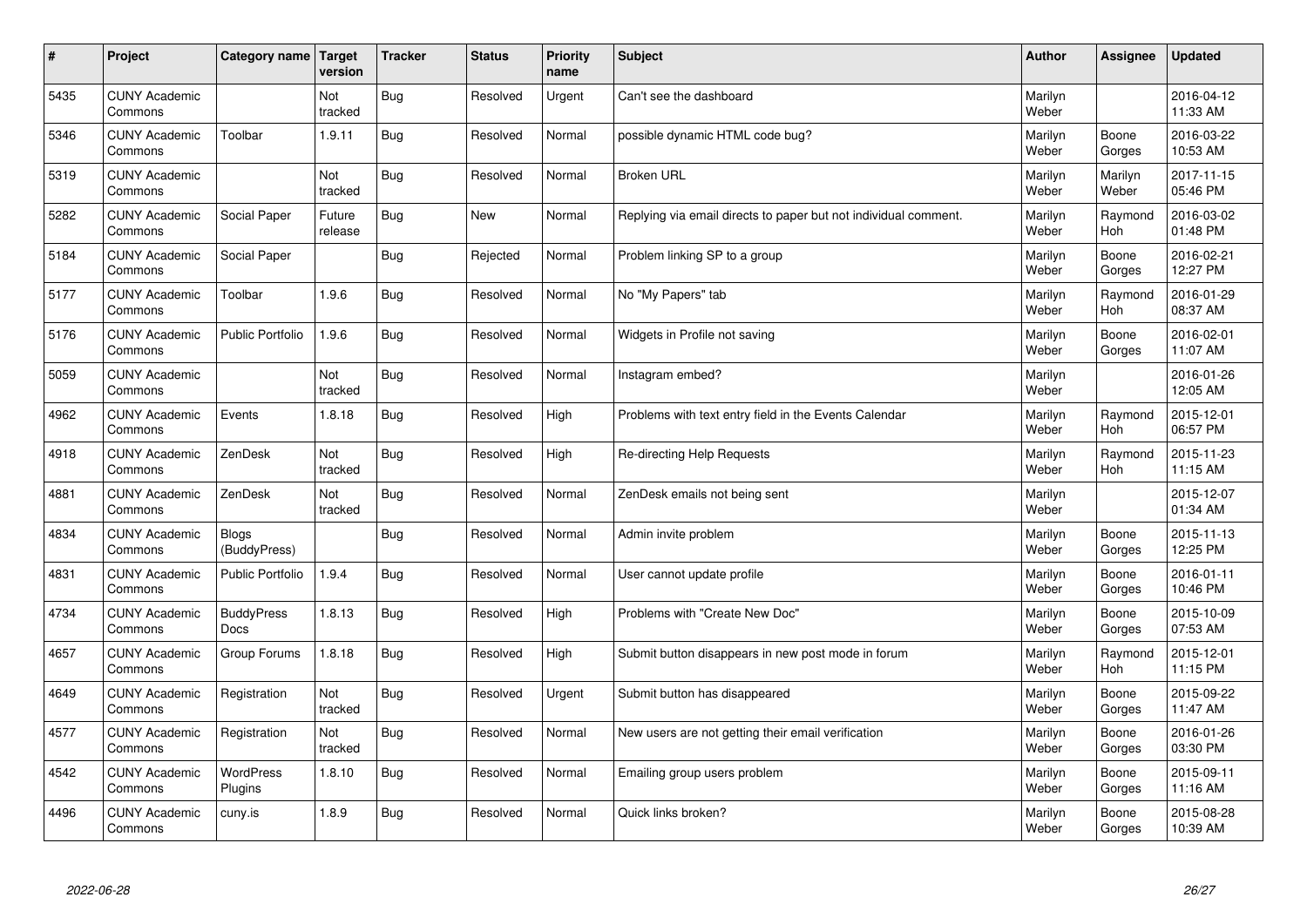| # | Project | Category name | Target version | Tracker | Status | Priority name | Subject | Author | Assignee | Updated |
|---|---|---|---|---|---|---|---|---|---|---|
| 5435 | CUNY Academic Commons | | Not tracked | Bug | Resolved | Urgent | Can't see the dashboard | Marilyn Weber | | 2016-04-12 11:33 AM |
| 5346 | CUNY Academic Commons | Toolbar | 1.9.11 | Bug | Resolved | Normal | possible dynamic HTML code bug? | Marilyn Weber | Boone Gorges | 2016-03-22 10:53 AM |
| 5319 | CUNY Academic Commons | | Not tracked | Bug | Resolved | Normal | Broken URL | Marilyn Weber | Marilyn Weber | 2017-11-15 05:46 PM |
| 5282 | CUNY Academic Commons | Social Paper | Future release | Bug | New | Normal | Replying via email directs to paper but not individual comment. | Marilyn Weber | Raymond Hoh | 2016-03-02 01:48 PM |
| 5184 | CUNY Academic Commons | Social Paper | | Bug | Rejected | Normal | Problem linking SP to a group | Marilyn Weber | Boone Gorges | 2016-02-21 12:27 PM |
| 5177 | CUNY Academic Commons | Toolbar | 1.9.6 | Bug | Resolved | Normal | No "My Papers" tab | Marilyn Weber | Raymond Hoh | 2016-01-29 08:37 AM |
| 5176 | CUNY Academic Commons | Public Portfolio | 1.9.6 | Bug | Resolved | Normal | Widgets in Profile not saving | Marilyn Weber | Boone Gorges | 2016-02-01 11:07 AM |
| 5059 | CUNY Academic Commons | | Not tracked | Bug | Resolved | Normal | Instagram embed? | Marilyn Weber | | 2016-01-26 12:05 AM |
| 4962 | CUNY Academic Commons | Events | 1.8.18 | Bug | Resolved | High | Problems with text entry field in the Events Calendar | Marilyn Weber | Raymond Hoh | 2015-12-01 06:57 PM |
| 4918 | CUNY Academic Commons | ZenDesk | Not tracked | Bug | Resolved | High | Re-directing Help Requests | Marilyn Weber | Raymond Hoh | 2015-11-23 11:15 AM |
| 4881 | CUNY Academic Commons | ZenDesk | Not tracked | Bug | Resolved | Normal | ZenDesk emails not being sent | Marilyn Weber | | 2015-12-07 01:34 AM |
| 4834 | CUNY Academic Commons | Blogs (BuddyPress) | | Bug | Resolved | Normal | Admin invite problem | Marilyn Weber | Boone Gorges | 2015-11-13 12:25 PM |
| 4831 | CUNY Academic Commons | Public Portfolio | 1.9.4 | Bug | Resolved | Normal | User cannot update profile | Marilyn Weber | Boone Gorges | 2016-01-11 10:46 PM |
| 4734 | CUNY Academic Commons | BuddyPress Docs | 1.8.13 | Bug | Resolved | High | Problems with "Create New Doc" | Marilyn Weber | Boone Gorges | 2015-10-09 07:53 AM |
| 4657 | CUNY Academic Commons | Group Forums | 1.8.18 | Bug | Resolved | High | Submit button disappears in new post mode in forum | Marilyn Weber | Raymond Hoh | 2015-12-01 11:15 PM |
| 4649 | CUNY Academic Commons | Registration | Not tracked | Bug | Resolved | Urgent | Submit button has disappeared | Marilyn Weber | Boone Gorges | 2015-09-22 11:47 AM |
| 4577 | CUNY Academic Commons | Registration | Not tracked | Bug | Resolved | Normal | New users are not getting their email verification | Marilyn Weber | Boone Gorges | 2016-01-26 03:30 PM |
| 4542 | CUNY Academic Commons | WordPress Plugins | 1.8.10 | Bug | Resolved | Normal | Emailing group users problem | Marilyn Weber | Boone Gorges | 2015-09-11 11:16 AM |
| 4496 | CUNY Academic Commons | cuny.is | 1.8.9 | Bug | Resolved | Normal | Quick links broken? | Marilyn Weber | Boone Gorges | 2015-08-28 10:39 AM |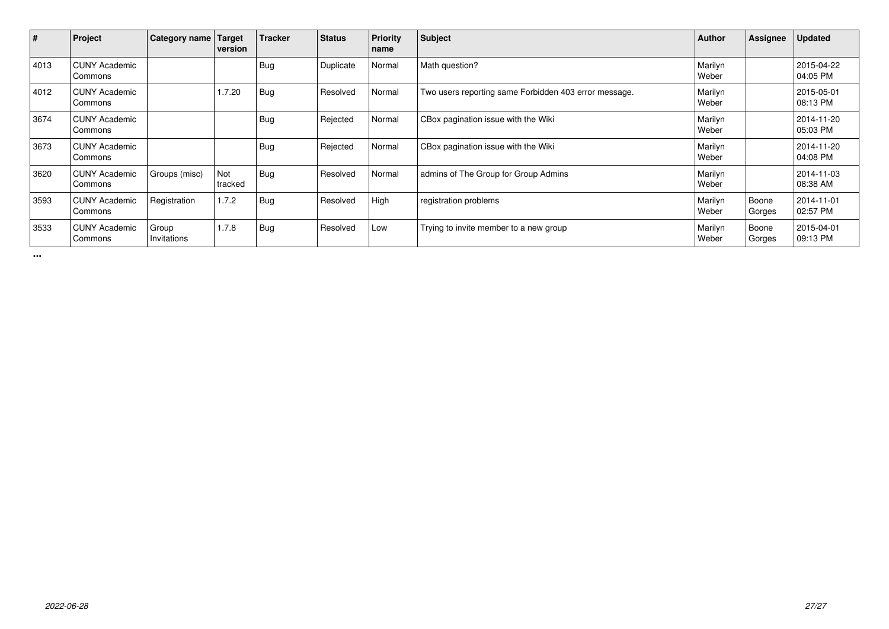| # | Project | Category name | Target version | Tracker | Status | Priority name | Subject | Author | Assignee | Updated |
|---|---|---|---|---|---|---|---|---|---|---|
| 4013 | CUNY Academic Commons | | | Bug | Duplicate | Normal | Math question? | Marilyn Weber | | 2015-04-22 04:05 PM |
| 4012 | CUNY Academic Commons | | 1.7.20 | Bug | Resolved | Normal | Two users reporting same Forbidden 403 error message. | Marilyn Weber | | 2015-05-01 08:13 PM |
| 3674 | CUNY Academic Commons | | | Bug | Rejected | Normal | CBox pagination issue with the Wiki | Marilyn Weber | | 2014-11-20 05:03 PM |
| 3673 | CUNY Academic Commons | | | Bug | Rejected | Normal | CBox pagination issue with the Wiki | Marilyn Weber | | 2014-11-20 04:08 PM |
| 3620 | CUNY Academic Commons | Groups (misc) | Not tracked | Bug | Resolved | Normal | admins of The Group for Group Admins | Marilyn Weber | | 2014-11-03 08:38 AM |
| 3593 | CUNY Academic Commons | Registration | 1.7.2 | Bug | Resolved | High | registration problems | Marilyn Weber | Boone Gorges | 2014-11-01 02:57 PM |
| 3533 | CUNY Academic Commons | Group Invitations | 1.7.8 | Bug | Resolved | Low | Trying to invite member to a new group | Marilyn Weber | Boone Gorges | 2015-04-01 09:13 PM |

...